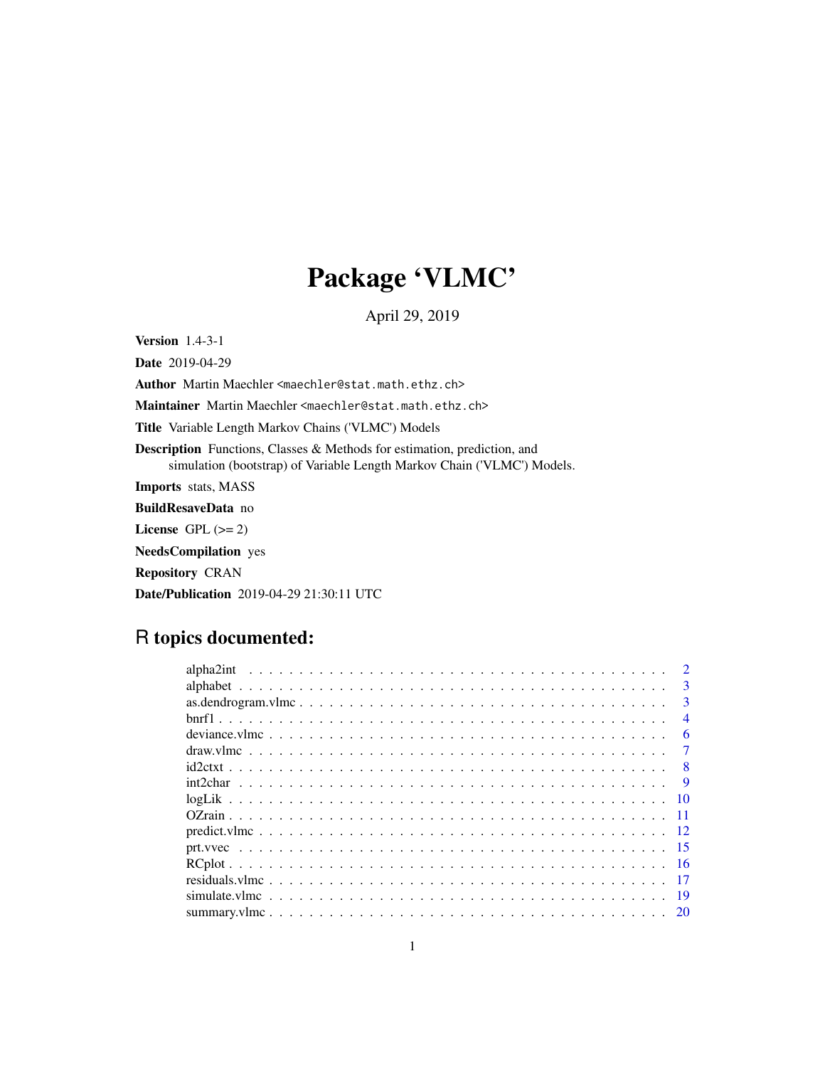# Package 'VLMC'

April 29, 2019

**Version** 1.4-3-1

**Date** 2019-04-29

**Author** Martin Maechler <maechler@stat.math.ethz.ch>

**Maintainer** Martin Maechler <maechler@stat.math.ethz.ch>

**Title** Variable Length Markov Chains ('VLMC') Models

**Description** Functions, Classes & Methods for estimation, prediction, and simulation (bootstrap) of Variable Length Markov Chain ('VLMC') Models.

**Imports** stats, MASS

**BuildResaveData** no

**License** GPL (>= 2)

**NeedsCompilation** yes

**Repository** CRAN

**Date/Publication** 2019-04-29 21:30:11 UTC

## R topics documented:

- alpha2int . . . . . . . . . . . . . . . . . . . . . . . . . . . . . . . . . . . . . . . . 2
- alphabet . . . . . . . . . . . . . . . . . . . . . . . . . . . . . . . . . . . . . . . . . 3
- as.dendrogram.vlmc . . . . . . . . . . . . . . . . . . . . . . . . . . . . . . . . . . . . 3
- bnrf1 . . . . . . . . . . . . . . . . . . . . . . . . . . . . . . . . . . . . . . . . . . . 4
- deviance.vlmc . . . . . . . . . . . . . . . . . . . . . . . . . . . . . . . . . . . . . . 6
- draw.vlmc . . . . . . . . . . . . . . . . . . . . . . . . . . . . . . . . . . . . . . . . 7
- id2ctxt . . . . . . . . . . . . . . . . . . . . . . . . . . . . . . . . . . . . . . . . . . 8
- int2char . . . . . . . . . . . . . . . . . . . . . . . . . . . . . . . . . . . . . . . . . 9
- logLik . . . . . . . . . . . . . . . . . . . . . . . . . . . . . . . . . . . . . . . . . . 10
- OZrain . . . . . . . . . . . . . . . . . . . . . . . . . . . . . . . . . . . . . . . . . . 11
- predict.vlmc . . . . . . . . . . . . . . . . . . . . . . . . . . . . . . . . . . . . . . . 12
- prt.vvec . . . . . . . . . . . . . . . . . . . . . . . . . . . . . . . . . . . . . . . . . 15
- RCplot . . . . . . . . . . . . . . . . . . . . . . . . . . . . . . . . . . . . . . . . . . 16
- residuals.vlmc . . . . . . . . . . . . . . . . . . . . . . . . . . . . . . . . . . . . . . 17
- simulate.vlmc . . . . . . . . . . . . . . . . . . . . . . . . . . . . . . . . . . . . . . 19
- summary.vlmc . . . . . . . . . . . . . . . . . . . . . . . . . . . . . . . . . . . . . . 20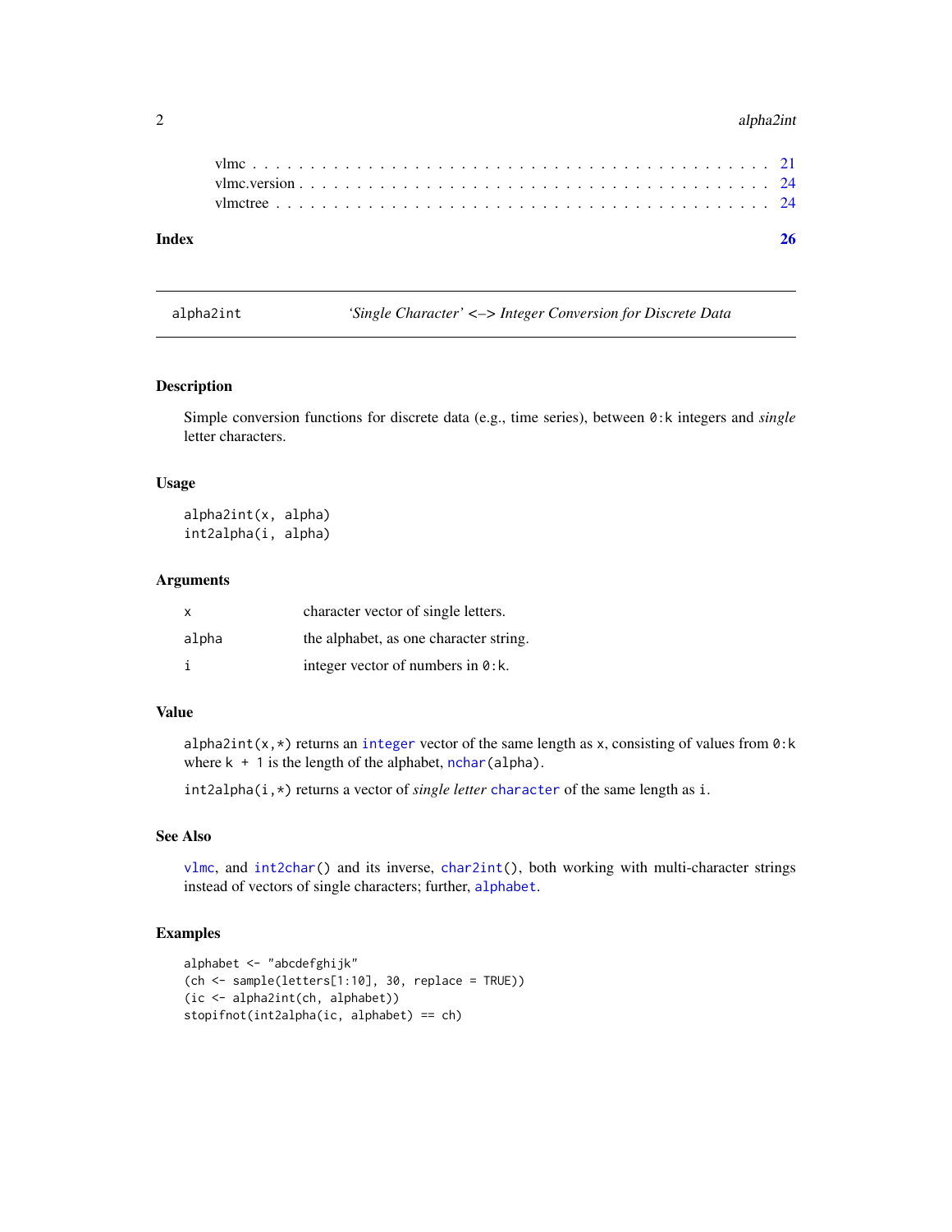| | |
|---|---|
| vlmc | 21 |
| vlmc.version | 24 |
| vlmctree | 24 |

**Index** **26**

---

alphα2int — *'Single Character' <–> Integer Conversion for Discrete Data*

---

## Description

Simple conversion functions for discrete data (e.g., time series), between `0:k` integers and *single* letter characters.

## Usage

```
alpha2int(x, alpha)
int2alpha(i, alpha)
```

## Arguments

| | |
|---|---|
| `x` | character vector of single letters. |
| `alpha` | the alphabet, as one character string. |
| `i` | integer vector of numbers in `0:k`. |

## Value

`alpha2int(x,*)` returns an `integer` vector of the same length as `x`, consisting of values from `0:k` where `k + 1` is the length of the alphabet, `nchar(alpha)`.

`int2alpha(i,*)` returns a vector of *single letter* `character` of the same length as `i`.

## See Also

`vlmc`, and `int2char()` and its inverse, `char2int()`, both working with multi-character strings instead of vectors of single characters; further, `alphabet`.

## Examples

```
alphabet <- "abcdefghijk"
(ch <- sample(letters[1:10], 30, replace = TRUE))
(ic <- alpha2int(ch, alphabet))
stopifnot(int2alpha(ic, alphabet) == ch)
```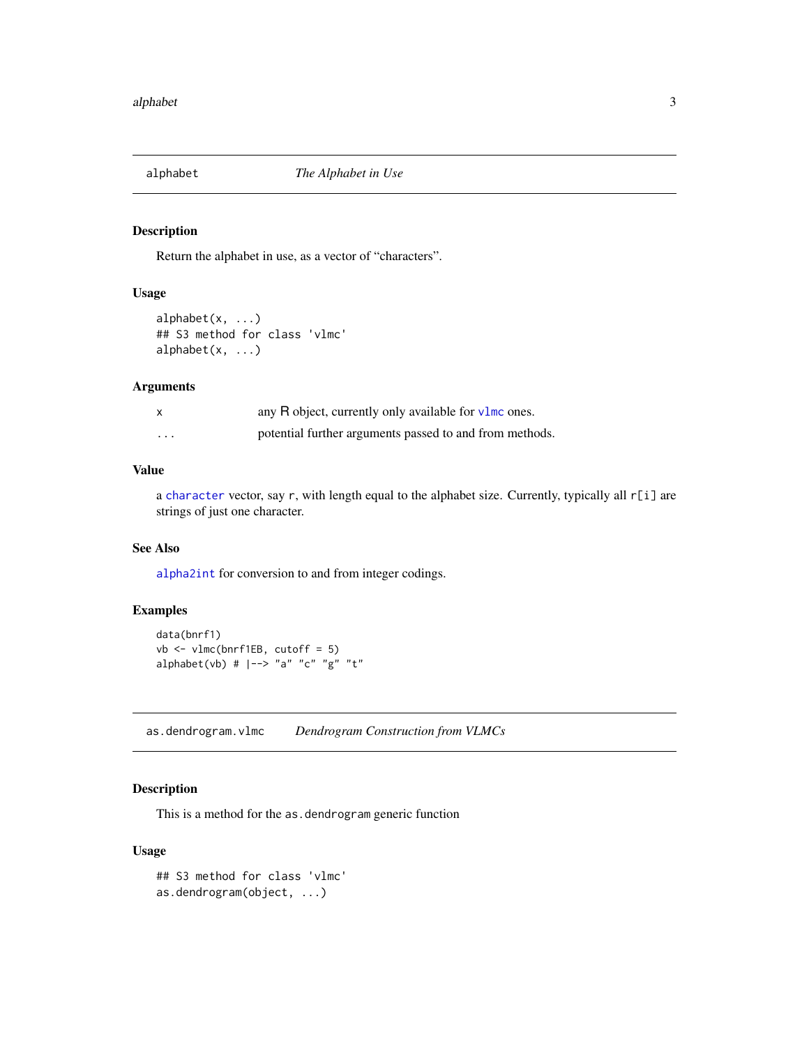## alphabet — *The Alphabet in Use*

### Description

Return the alphabet in use, as a vector of "characters".

### Usage

```
alphabet(x, ...)
## S3 method for class 'vlmc'
alphabet(x, ...)
```

### Arguments

| | |
|---|---|
| `x` | any R object, currently only available for `vlmc` ones. |
| `...` | potential further arguments passed to and from methods. |

### Value

a `character` vector, say `r`, with length equal to the alphabet size. Currently, typically all `r[i]` are strings of just one character.

### See Also

`alpha2int` for conversion to and from integer codings.

### Examples

```
data(bnrf1)
vb <- vlmc(bnrf1EB, cutoff = 5)
alphabet(vb) # |--> "a" "c" "g" "t"
```

## as.dendrogram.vlmc — *Dendrogram Construction from VLMCs*

### Description

This is a method for the `as.dendrogram` generic function

### Usage

```
## S3 method for class 'vlmc'
as.dendrogram(object, ...)
```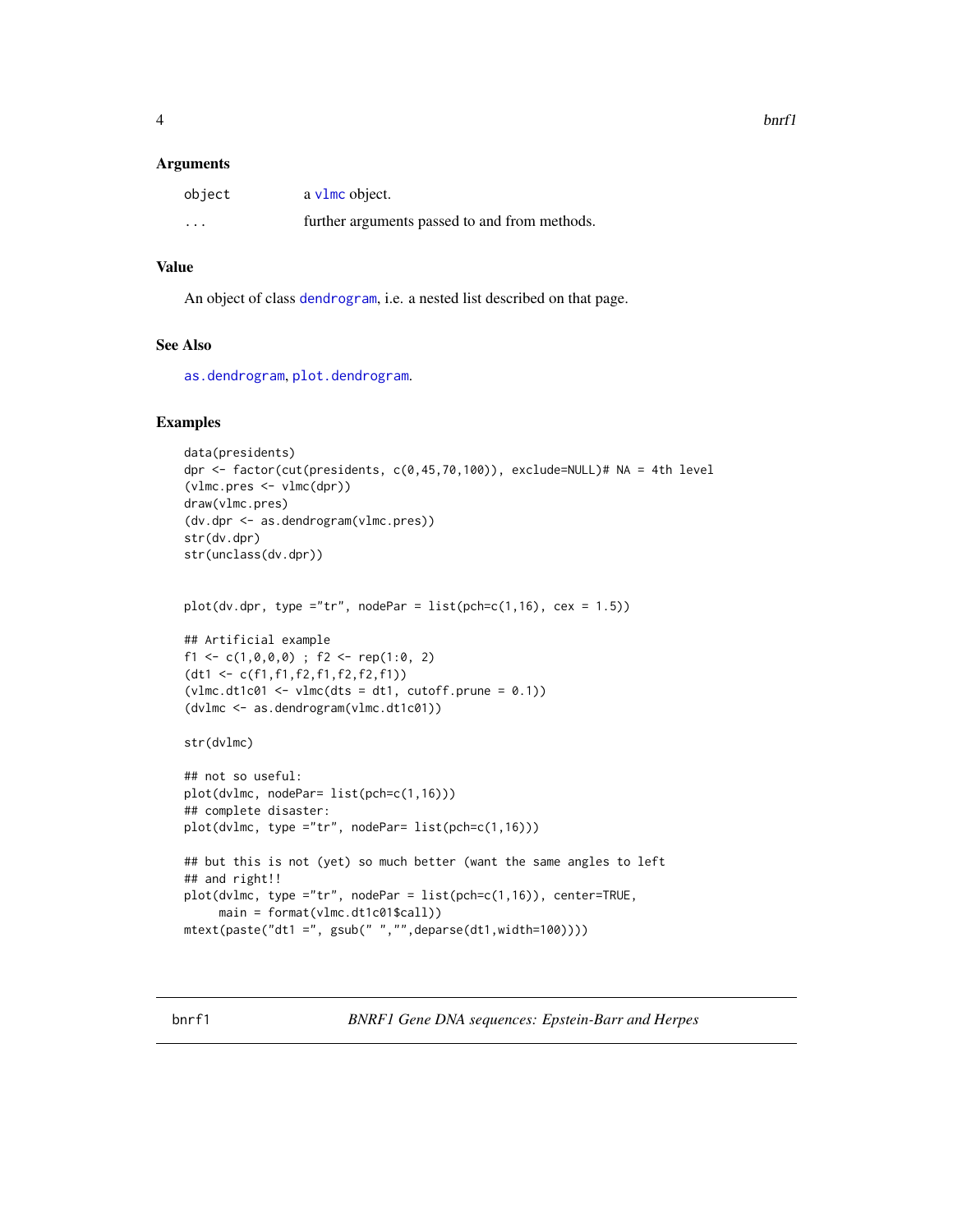### Arguments

| | |
|---|---|
| object | a vlmc object. |
| ... | further arguments passed to and from methods. |

### Value

An object of class dendrogram, i.e. a nested list described on that page.

### See Also

as.dendrogram, plot.dendrogram.

### Examples

```
data(presidents)
dpr <- factor(cut(presidents, c(0,45,70,100)), exclude=NULL)# NA = 4th level
(vlmc.pres <- vlmc(dpr))
draw(vlmc.pres)
(dv.dpr <- as.dendrogram(vlmc.pres))
str(dv.dpr)
str(unclass(dv.dpr))


plot(dv.dpr, type ="tr", nodePar = list(pch=c(1,16), cex = 1.5))

## Artificial example
f1 <- c(1,0,0,0) ; f2 <- rep(1:0, 2)
(dt1 <- c(f1,f1,f2,f1,f2,f2,f1))
(vlmc.dt1c01 <- vlmc(dts = dt1, cutoff.prune = 0.1))
(dvlmc <- as.dendrogram(vlmc.dt1c01))

str(dvlmc)

## not so useful:
plot(dvlmc, nodePar= list(pch=c(1,16)))
## complete disaster:
plot(dvlmc, type ="tr", nodePar= list(pch=c(1,16)))

## but this is not (yet) so much better (want the same angles to left
## and right!!
plot(dvlmc, type ="tr", nodePar = list(pch=c(1,16)), center=TRUE,
     main = format(vlmc.dt1c01$call))
mtext(paste("dt1 =", gsub(" ","",deparse(dt1,width=100))))
```

---

bnrf1 *BNRF1 Gene DNA sequences: Epstein-Barr and Herpes*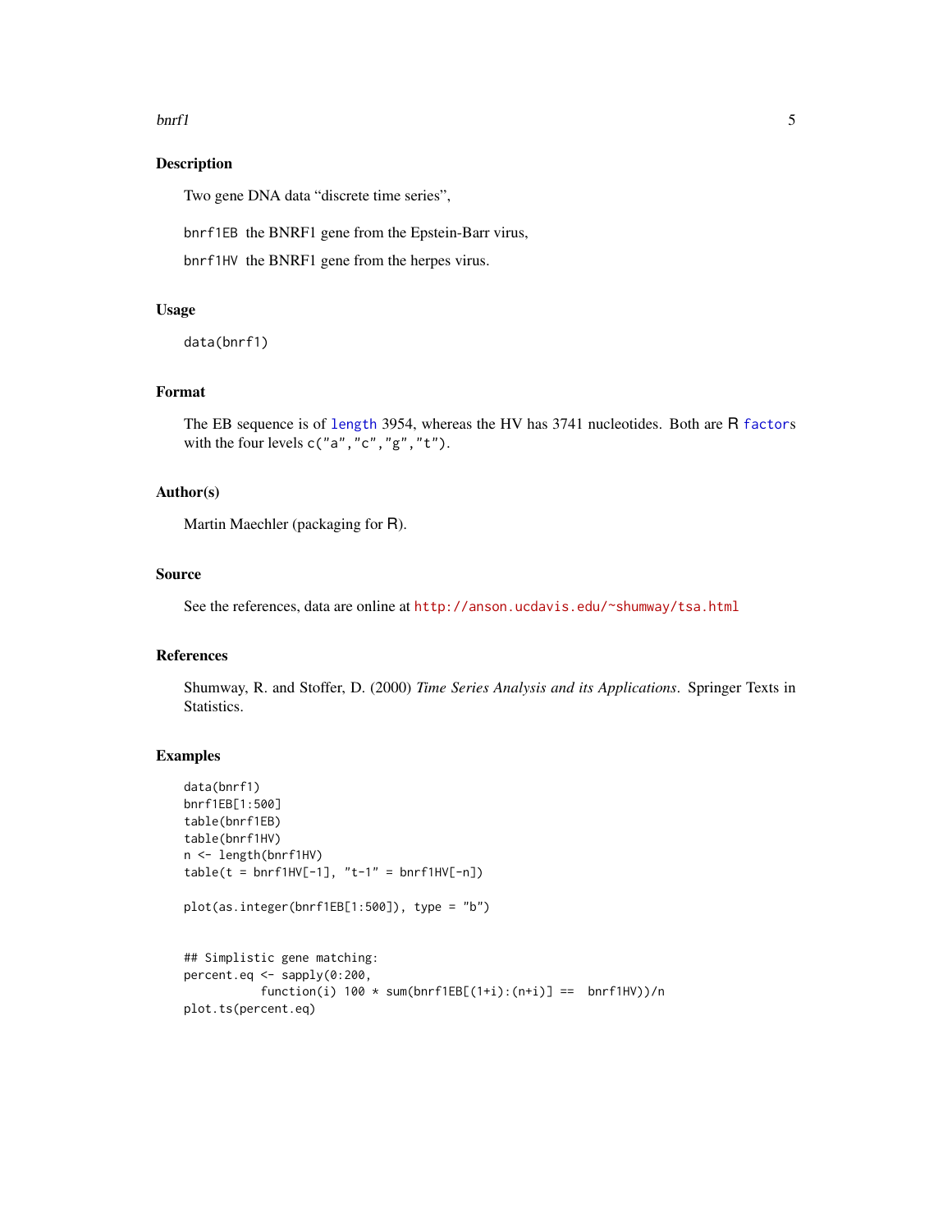## Description

Two gene DNA data "discrete time series",

`bnrf1EB` the BNRF1 gene from the Epstein-Barr virus,

`bnrf1HV` the BNRF1 gene from the herpes virus.

## Usage

```
data(bnrf1)
```

## Format

The EB sequence is of `length` 3954, whereas the HV has 3741 nucleotides. Both are R `factor`s with the four levels `c("a","c","g","t")`.

## Author(s)

Martin Maechler (packaging for R).

## Source

See the references, data are online at http://anson.ucdavis.edu/~shumway/tsa.html

## References

Shumway, R. and Stoffer, D. (2000) *Time Series Analysis and its Applications*. Springer Texts in Statistics.

## Examples

```
data(bnrf1)
bnrf1EB[1:500]
table(bnrf1EB)
table(bnrf1HV)
n <- length(bnrf1HV)
table(t = bnrf1HV[-1], "t-1" = bnrf1HV[-n])

plot(as.integer(bnrf1EB[1:500]), type = "b")


## Simplistic gene matching:
percent.eq <- sapply(0:200,
          function(i) 100 * sum(bnrf1EB[(1+i):(n+i)] ==  bnrf1HV))/n
plot.ts(percent.eq)
```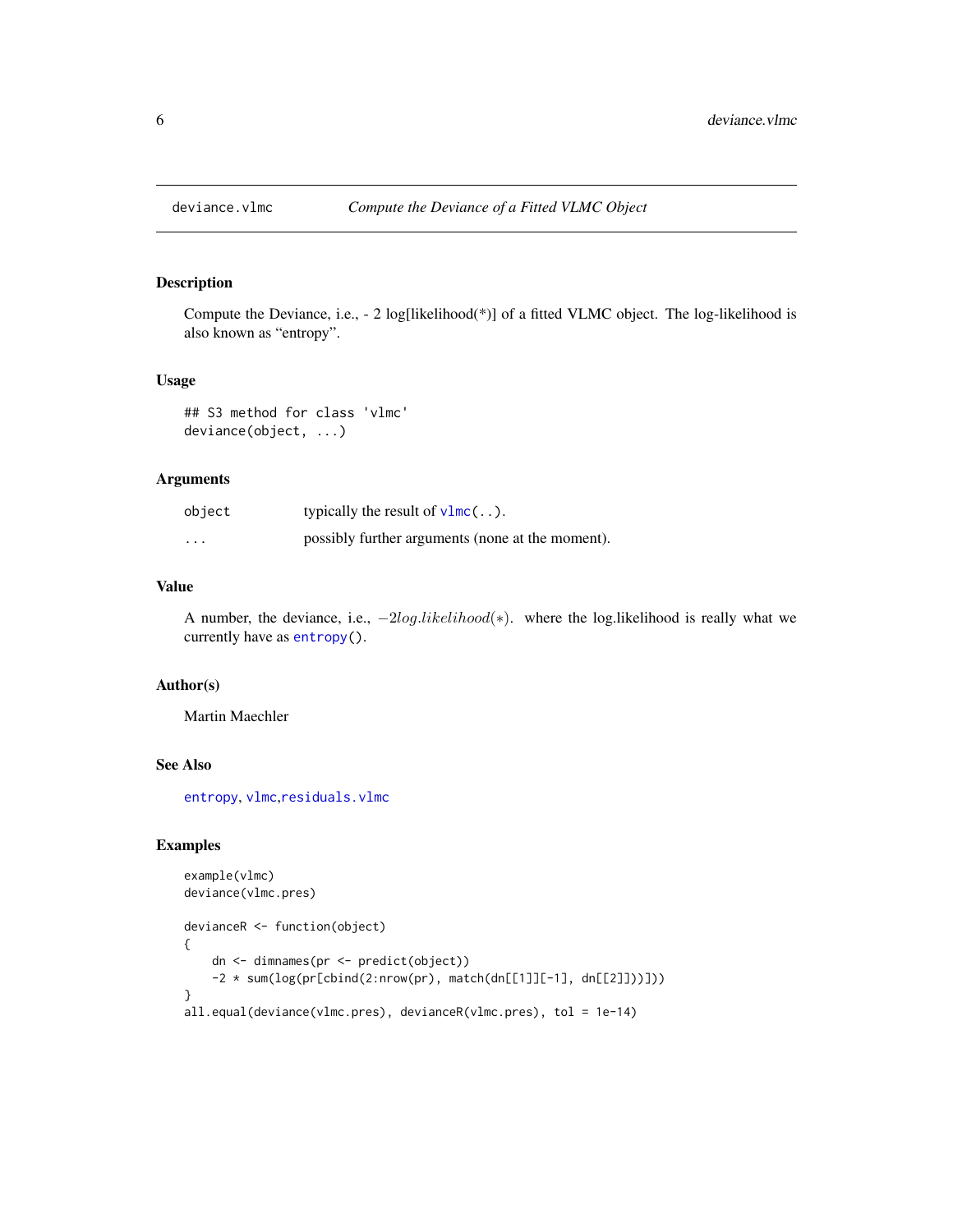deviance.vlmc — *Compute the Deviance of a Fitted VLMC Object*

## Description

Compute the Deviance, i.e., - 2 log[likelihood(*)] of a fitted VLMC object. The log-likelihood is also known as "entropy".

## Usage

```
## S3 method for class 'vlmc'
deviance(object, ...)
```

## Arguments

| | |
|---|---|
| `object` | typically the result of `vlmc(..)`. |
| `...` | possibly further arguments (none at the moment). |

## Value

A number, the deviance, i.e., $-2 log.likelihood(*)$. where the log.likelihood is really what we currently have as `entropy()`.

## Author(s)

Martin Maechler

## See Also

`entropy`, `vlmc`, `residuals.vlmc`

## Examples

```
example(vlmc)
deviance(vlmc.pres)

devianceR <- function(object)
{
    dn <- dimnames(pr <- predict(object))
    -2 * sum(log(pr[cbind(2:nrow(pr), match(dn[[1]][-1], dn[[2]]))]))
}
all.equal(deviance(vlmc.pres), devianceR(vlmc.pres), tol = 1e-14)
```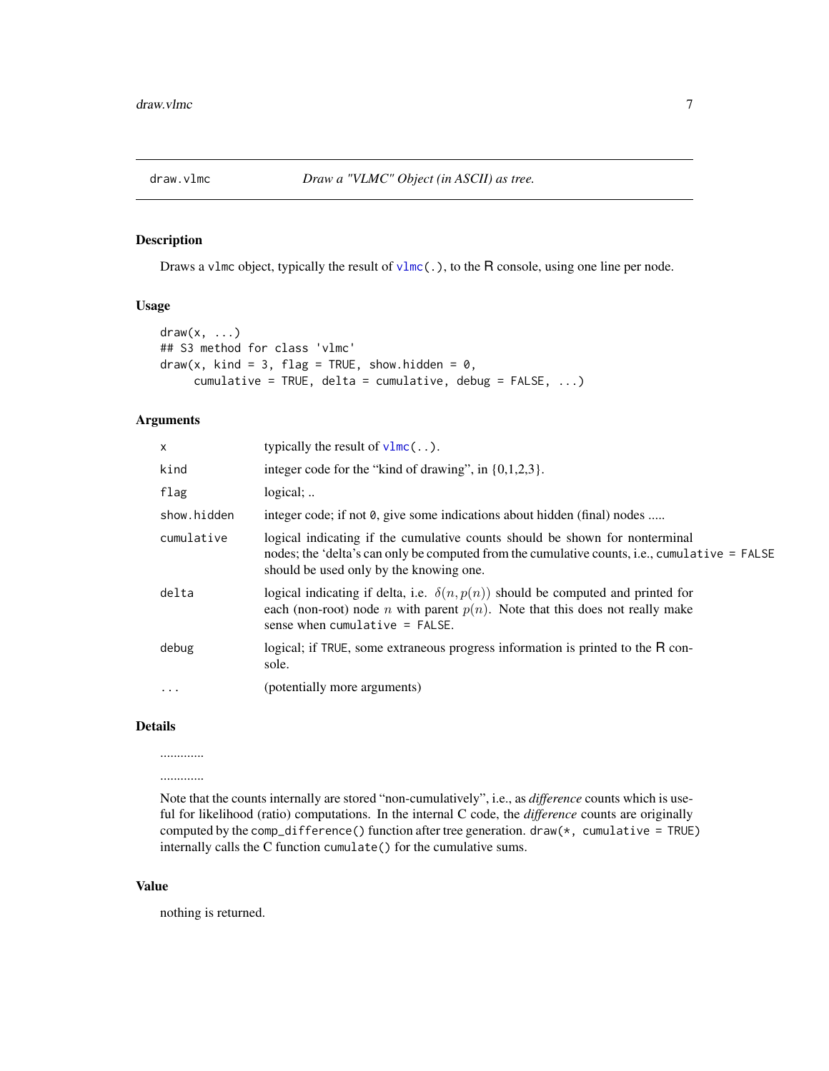## draw.vlmc — *Draw a "VLMC" Object (in ASCII) as tree.*

### Description

Draws a vlmc object, typically the result of `vlmc(.)`, to the R console, using one line per node.

### Usage

```
draw(x, ...)
## S3 method for class 'vlmc'
draw(x, kind = 3, flag = TRUE, show.hidden = 0,
     cumulative = TRUE, delta = cumulative, debug = FALSE, ...)
```

### Arguments

| | |
|---|---|
| `x` | typically the result of `vlmc(..)`. |
| `kind` | integer code for the "kind of drawing", in {0,1,2,3}. |
| `flag` | logical; .. |
| `show.hidden` | integer code; if not `0`, give some indications about hidden (final) nodes ..... |
| `cumulative` | logical indicating if the cumulative counts should be shown for nonterminal nodes; the 'delta's can only be computed from the cumulative counts, i.e., `cumulative = FALSE` should be used only by the knowing one. |
| `delta` | logical indicating if delta, i.e. $\delta(n, p(n))$ should be computed and printed for each (non-root) node $n$ with parent $p(n)$. Note that this does not really make sense when `cumulative = FALSE`. |
| `debug` | logical; if `TRUE`, some extraneous progress information is printed to the R console. |
| `...` | (potentially more arguments) |

### Details

.............

.............

Note that the counts internally are stored "non-cumulatively", i.e., as *difference* counts which is useful for likelihood (ratio) computations. In the internal C code, the *difference* counts are originally computed by the `comp_difference()` function after tree generation. `draw(*, cumulative = TRUE)` internally calls the C function `cumulate()` for the cumulative sums.

### Value

nothing is returned.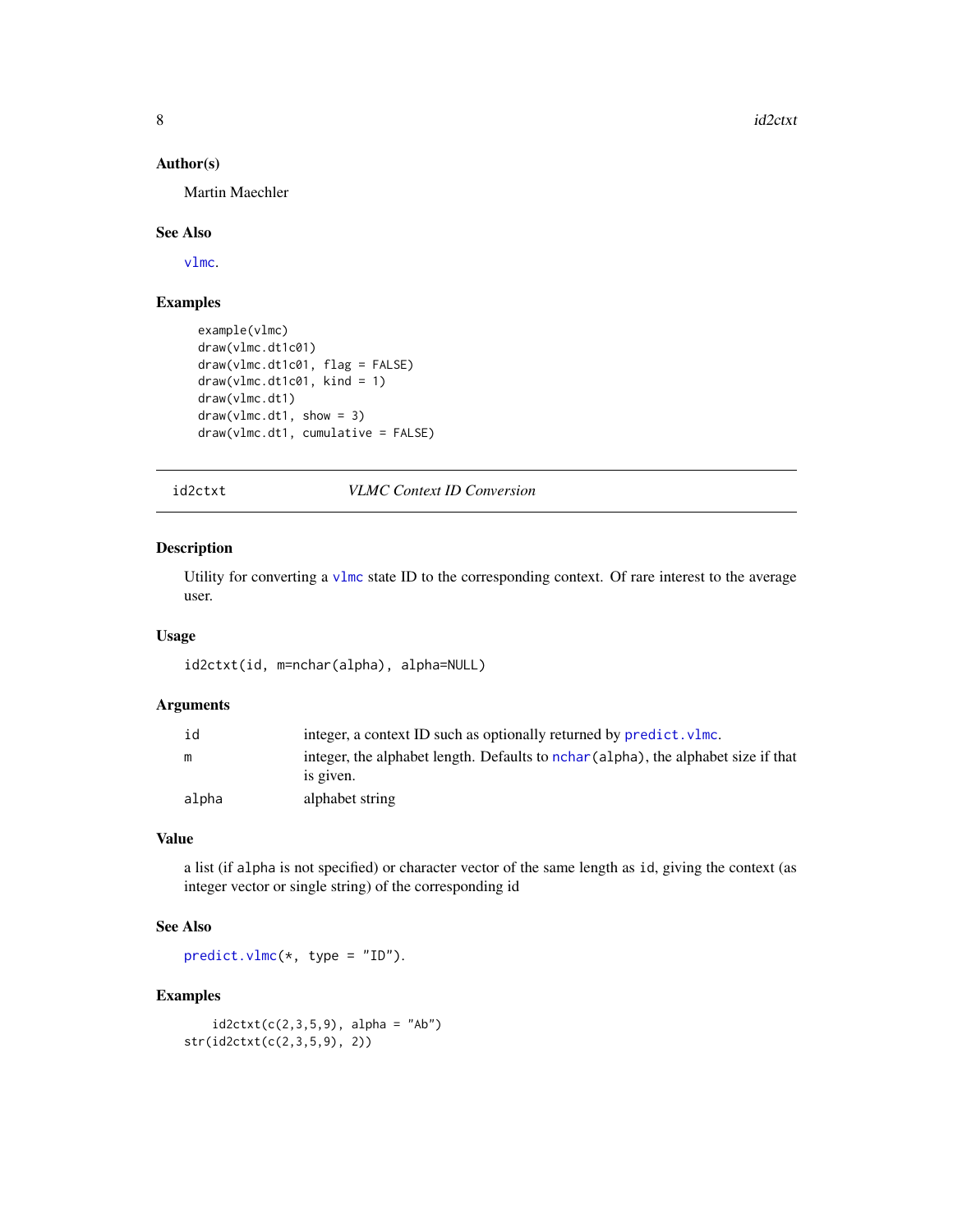### Author(s)

Martin Maechler

### See Also

vlmc.

### Examples

```
example(vlmc)
draw(vlmc.dt1c01)
draw(vlmc.dt1c01, flag = FALSE)
draw(vlmc.dt1c01, kind = 1)
draw(vlmc.dt1)
draw(vlmc.dt1, show = 3)
draw(vlmc.dt1, cumulative = FALSE)
```

---

## id2ctxt — *VLMC Context ID Conversion*

### Description

Utility for converting a vlmc state ID to the corresponding context. Of rare interest to the average user.

### Usage

```
id2ctxt(id, m=nchar(alpha), alpha=NULL)
```

### Arguments

| | |
|---|---|
| id | integer, a context ID such as optionally returned by predict.vlmc. |
| m | integer, the alphabet length. Defaults to nchar(alpha), the alphabet size if that is given. |
| alpha | alphabet string |

### Value

a list (if alpha is not specified) or character vector of the same length as id, giving the context (as integer vector or single string) of the corresponding id

### See Also

predict.vlmc(*, type = "ID").

### Examples

```
    id2ctxt(c(2,3,5,9), alpha = "Ab")
str(id2ctxt(c(2,3,5,9), 2))
```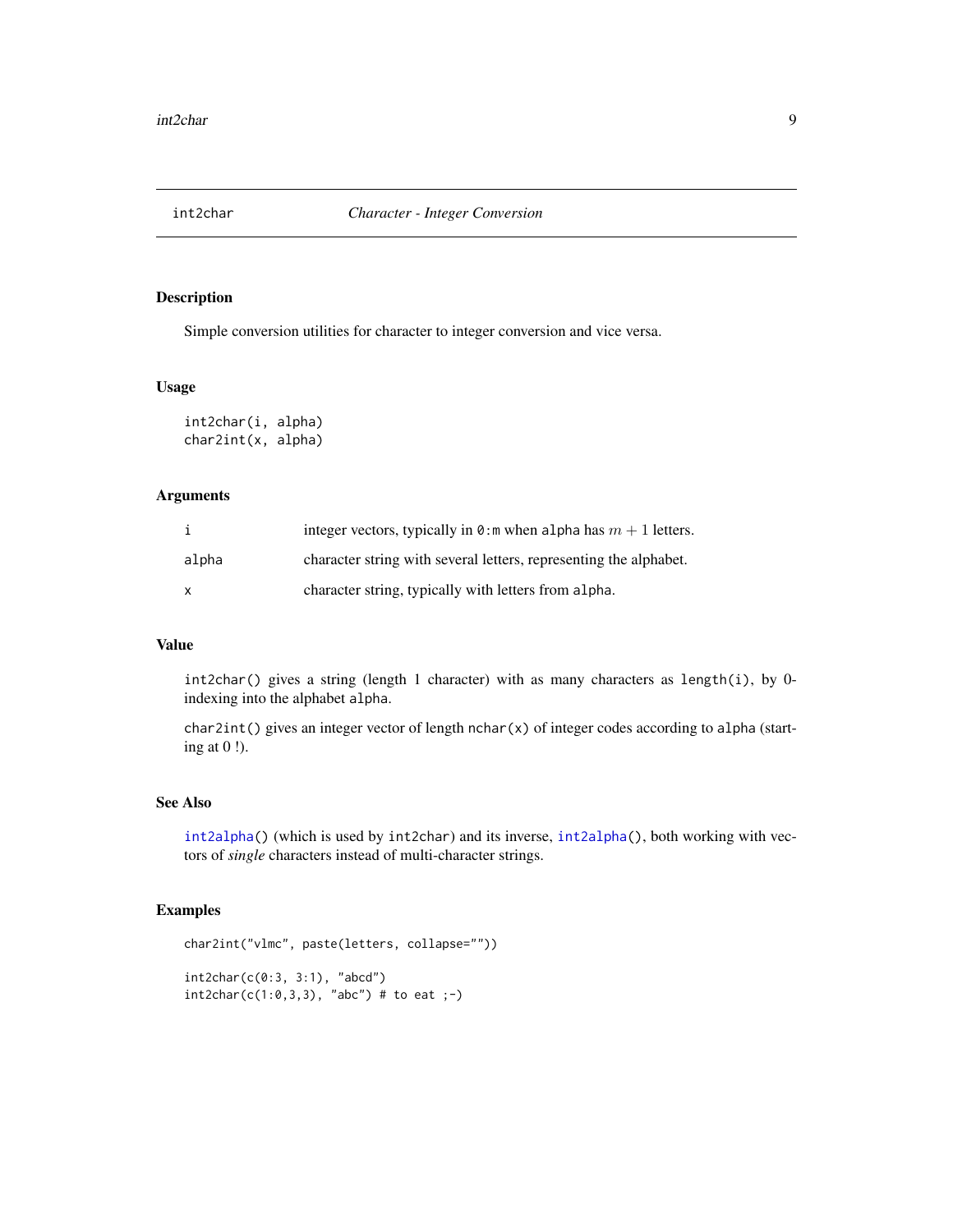## int2char — *Character - Integer Conversion*

### Description

Simple conversion utilities for character to integer conversion and vice versa.

### Usage

```
int2char(i, alpha)
char2int(x, alpha)
```

### Arguments

| | |
|---|---|
| i | integer vectors, typically in `0:m` when `alpha` has $m + 1$ letters. |
| alpha | character string with several letters, representing the alphabet. |
| x | character string, typically with letters from `alpha`. |

### Value

`int2char()` gives a string (length 1 character) with as many characters as `length(i)`, by 0-indexing into the alphabet `alpha`.

`char2int()` gives an integer vector of length `nchar(x)` of integer codes according to `alpha` (starting at 0 !).

### See Also

`int2alpha()` (which is used by `int2char`) and its inverse, `int2alpha()`, both working with vectors of *single* characters instead of multi-character strings.

### Examples

```
char2int("vlmc", paste(letters, collapse=""))

int2char(c(0:3, 3:1), "abcd")
int2char(c(1:0,3,3), "abc") # to eat ;-)
```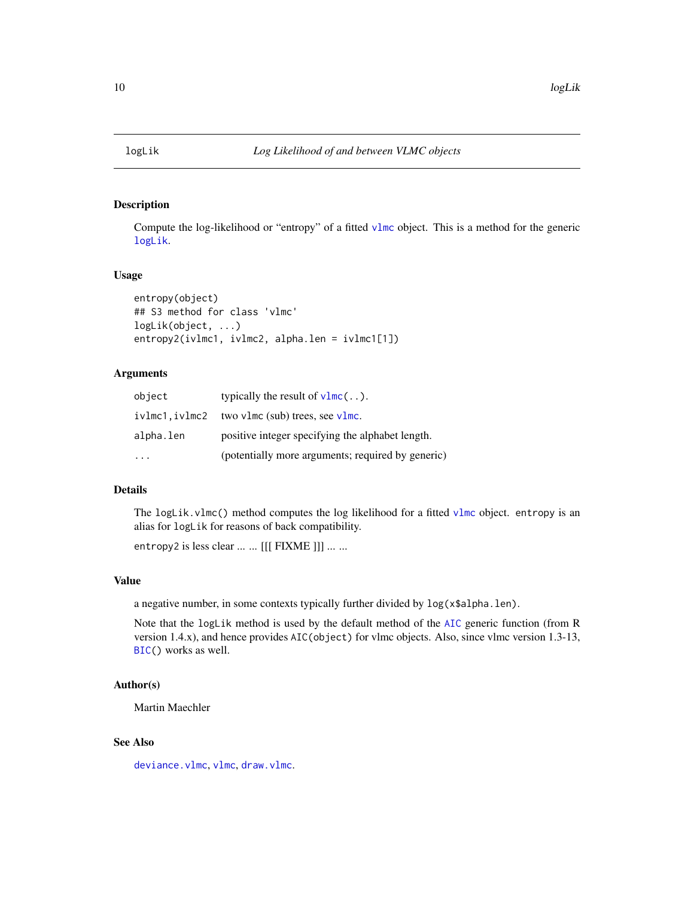# logLik — *Log Likelihood of and between VLMC objects*

## Description

Compute the log-likelihood or "entropy" of a fitted `vlmc` object. This is a method for the generic `logLik`.

## Usage

```
entropy(object)
## S3 method for class 'vlmc'
logLik(object, ...)
entropy2(ivlmc1, ivlmc2, alpha.len = ivlmc1[1])
```

## Arguments

| | |
|---|---|
| `object` | typically the result of `vlmc(..)`. |
| `ivlmc1,ivlmc2` | two `vlmc` (sub) trees, see `vlmc`. |
| `alpha.len` | positive integer specifying the alphabet length. |
| `...` | (potentially more arguments; required by generic) |

## Details

The `logLik.vlmc()` method computes the log likelihood for a fitted `vlmc` object. `entropy` is an alias for `logLik` for reasons of back compatibility.

`entropy2` is less clear ... ... [[[ FIXME ]]] ... ...

## Value

a negative number, in some contexts typically further divided by `log(x$alpha.len)`.

Note that the `logLik` method is used by the default method of the `AIC` generic function (from R version 1.4.x), and hence provides `AIC(object)` for vlmc objects. Also, since vlmc version 1.3-13, `BIC()` works as well.

## Author(s)

Martin Maechler

## See Also

`deviance.vlmc`, `vlmc`, `draw.vlmc`.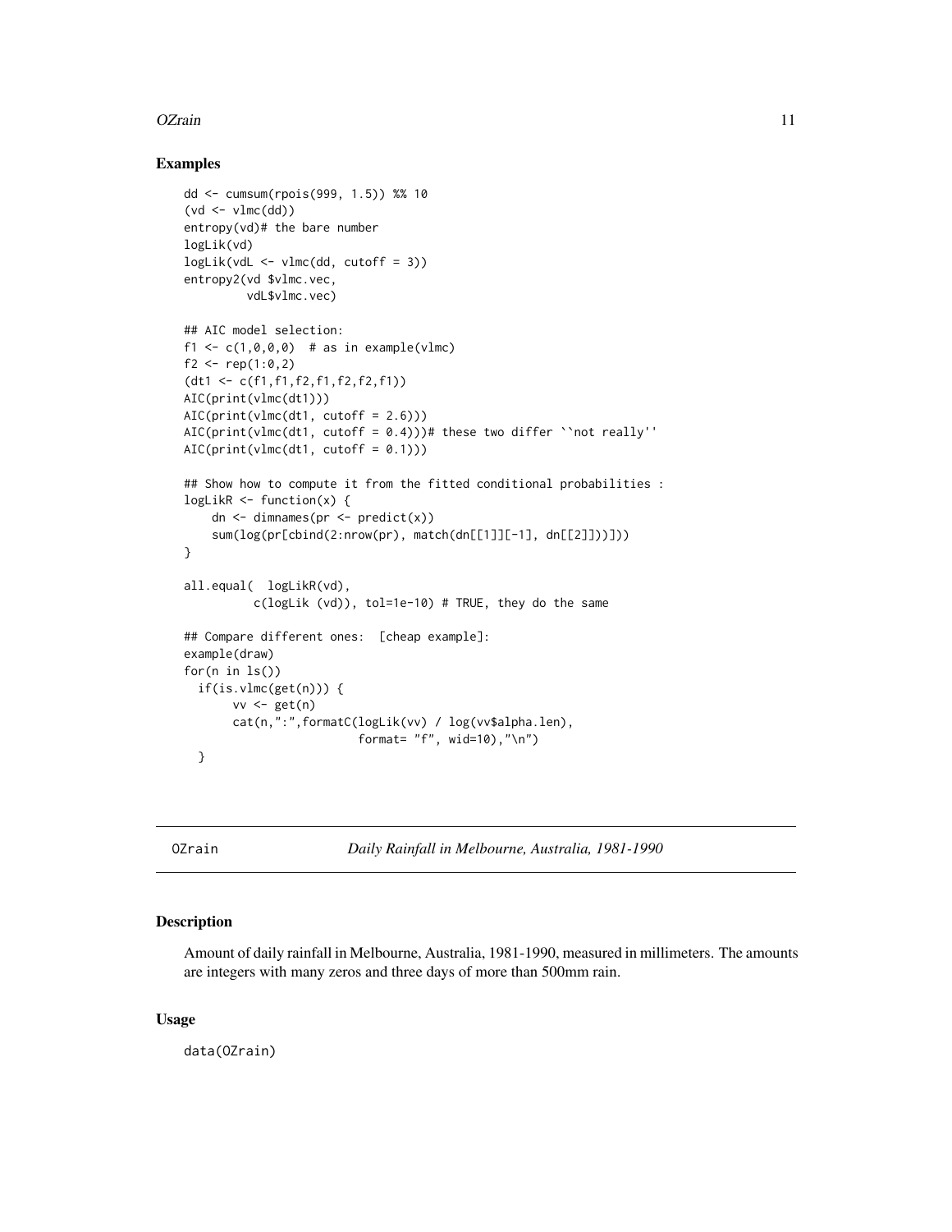### Examples

```
dd <- cumsum(rpois(999, 1.5)) %% 10
(vd <- vlmc(dd))
entropy(vd)# the bare number
logLik(vd)
logLik(vdL <- vlmc(dd, cutoff = 3))
entropy2(vd $vlmc.vec,
         vdL$vlmc.vec)

## AIC model selection:
f1 <- c(1,0,0,0)  # as in example(vlmc)
f2 <- rep(1:0,2)
(dt1 <- c(f1,f1,f2,f1,f2,f2,f1))
AIC(print(vlmc(dt1)))
AIC(print(vlmc(dt1, cutoff = 2.6)))
AIC(print(vlmc(dt1, cutoff = 0.4)))# these two differ ``not really''
AIC(print(vlmc(dt1, cutoff = 0.1)))

## Show how to compute it from the fitted conditional probabilities :
logLikR <- function(x) {
    dn <- dimnames(pr <- predict(x))
    sum(log(pr[cbind(2:nrow(pr), match(dn[[1]][-1], dn[[2]]))]))
}

all.equal(  logLikR(vd),
          c(logLik (vd)), tol=1e-10) # TRUE, they do the same

## Compare different ones:  [cheap example]:
example(draw)
for(n in ls())
  if(is.vlmc(get(n))) {
       vv <- get(n)
       cat(n,":",formatC(logLik(vv) / log(vv$alpha.len),
                         format= "f", wid=10),"\n")
  }
```

---

## OZrain — *Daily Rainfall in Melbourne, Australia, 1981-1990*

### Description

Amount of daily rainfall in Melbourne, Australia, 1981-1990, measured in millimeters. The amounts are integers with many zeros and three days of more than 500mm rain.

### Usage

```
data(OZrain)
```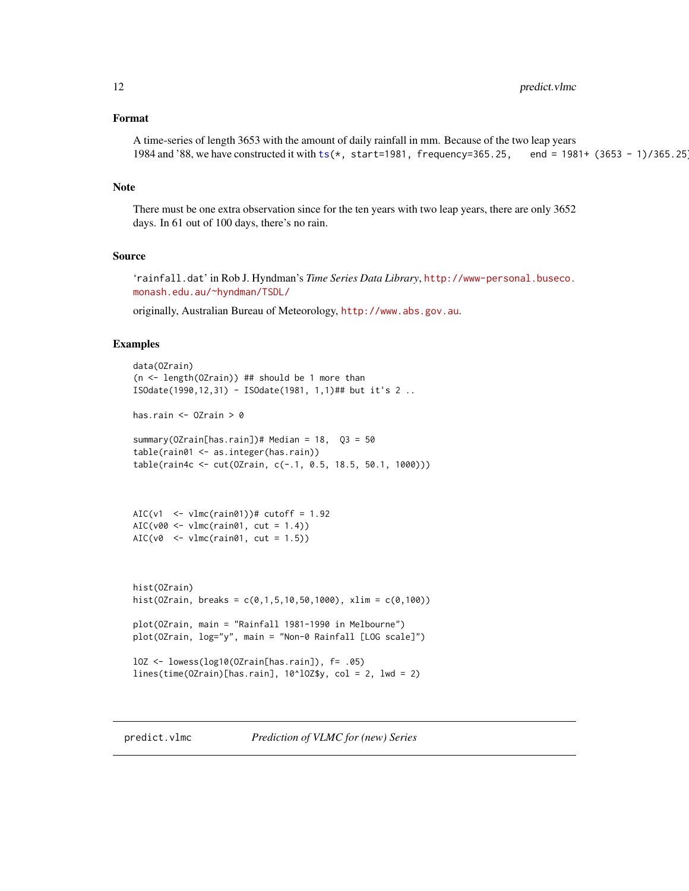### Format

A time-series of length 3653 with the amount of daily rainfall in mm. Because of the two leap years 1984 and '88, we have constructed it with `ts(*, start=1981, frequency=365.25,    end = 1981+ (3653 - 1)/365.25)`

### Note

There must be one extra observation since for the ten years with two leap years, there are only 3652 days. In 61 out of 100 days, there's no rain.

### Source

'`rainfall.dat`' in Rob J. Hyndman's *Time Series Data Library*, http://www-personal.buseco.monash.edu.au/~hyndman/TSDL/

originally, Australian Bureau of Meteorology, http://www.abs.gov.au.

### Examples

```
data(OZrain)
(n <- length(OZrain)) ## should be 1 more than
ISOdate(1990,12,31) - ISOdate(1981, 1,1)## but it's 2 ..

has.rain <- OZrain > 0

summary(OZrain[has.rain])# Median = 18,  Q3 = 50
table(rain01 <- as.integer(has.rain))
table(rain4c <- cut(OZrain, c(-.1, 0.5, 18.5, 50.1, 1000)))



AIC(v1  <- vlmc(rain01))# cutoff = 1.92
AIC(v00 <- vlmc(rain01, cut = 1.4))
AIC(v0  <- vlmc(rain01, cut = 1.5))



hist(OZrain)
hist(OZrain, breaks = c(0,1,5,10,50,1000), xlim = c(0,100))

plot(OZrain, main = "Rainfall 1981-1990 in Melbourne")
plot(OZrain, log="y", main = "Non-0 Rainfall [LOG scale]")

lOZ <- lowess(log10(OZrain[has.rain]), f= .05)
lines(time(OZrain)[has.rain], 10^lOZ$y, col = 2, lwd = 2)
```

---

## predict.vlmc    *Prediction of VLMC for (new) Series*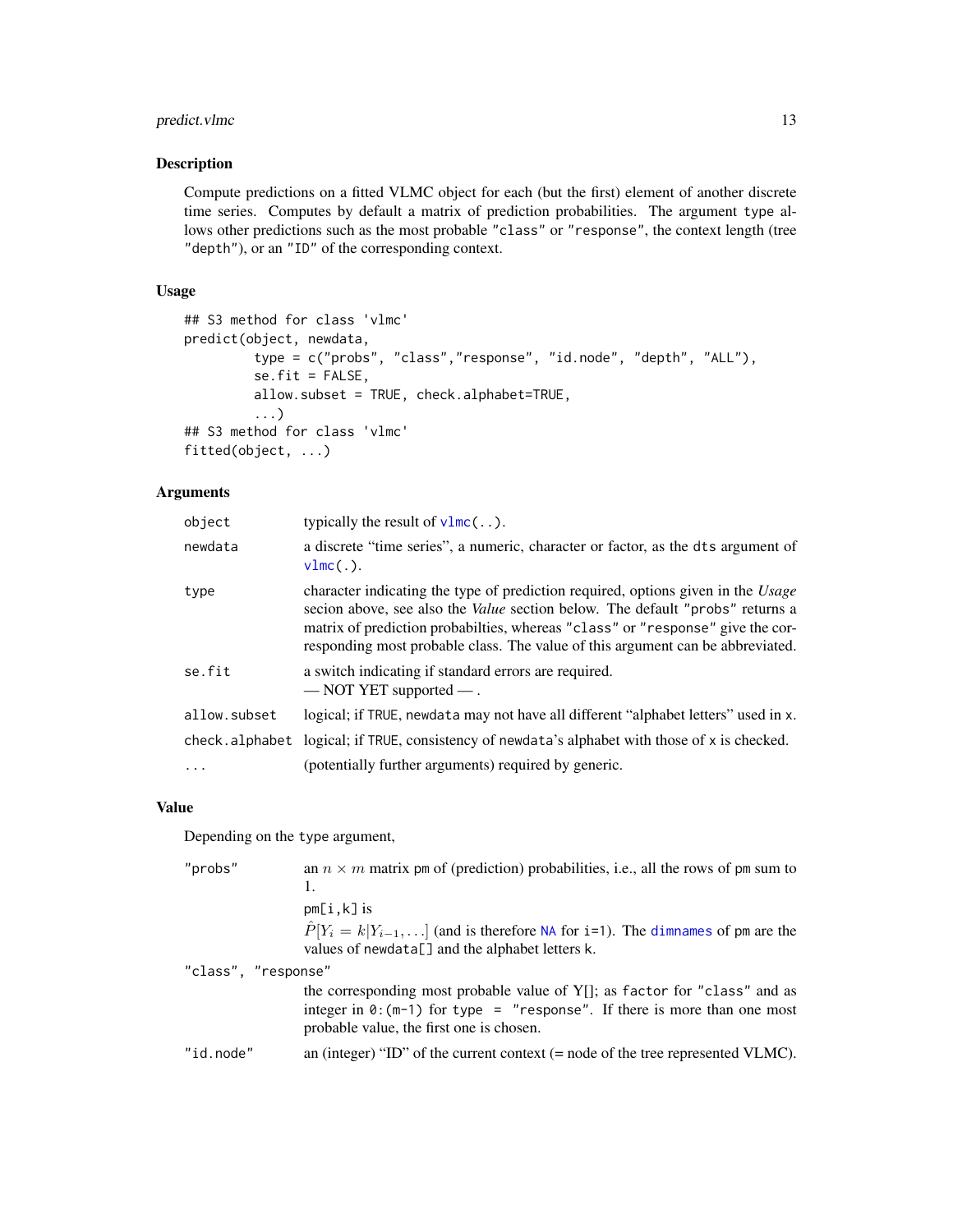## Description

Compute predictions on a fitted VLMC object for each (but the first) element of another discrete time series. Computes by default a matrix of prediction probabilities. The argument `type` allows other predictions such as the most probable `"class"` or `"response"`, the context length (tree `"depth"`), or an `"ID"` of the corresponding context.

## Usage

```
## S3 method for class 'vlmc'
predict(object, newdata,
        type = c("probs", "class","response", "id.node", "depth", "ALL"),
        se.fit = FALSE,
        allow.subset = TRUE, check.alphabet=TRUE,
        ...)
## S3 method for class 'vlmc'
fitted(object, ...)
```

## Arguments

| | |
|---|---|
| `object` | typically the result of `vlmc(..)`. |
| `newdata` | a discrete "time series", a numeric, character or factor, as the `dts` argument of `vlmc(.)`. |
| `type` | character indicating the type of prediction required, options given in the *Usage* secion above, see also the *Value* section below. The default `"probs"` returns a matrix of prediction probabilties, whereas `"class"` or `"response"` give the corresponding most probable class. The value of this argument can be abbreviated. |
| `se.fit` | a switch indicating if standard errors are required. — NOT YET supported — . |
| `allow.subset` | logical; if `TRUE`, `newdata` may not have all different "alphabet letters" used in `x`. |
| `check.alphabet` | logical; if `TRUE`, consistency of `newdata`'s alphabet with those of `x` is checked. |
| `...` | (potentially further arguments) required by generic. |

## Value

Depending on the `type` argument,

`"probs"` an $n \times m$ matrix `pm` of (prediction) probabilities, i.e., all the rows of `pm` sum to 1.

`pm[i,k]` is

$\hat{P}[Y_i = k | Y_{i-1}, \dots]$ (and is therefore `NA` for `i=1`). The `dimnames` of `pm` are the values of `newdata[]` and the alphabet letters `k`.

`"class"`, `"response"`

the corresponding most probable value of Y[]; as `factor` for `"class"` and as integer in `0:(m-1)` for `type = "response"`. If there is more than one most probable value, the first one is chosen.

`"id.node"` an (integer) "ID" of the current context (= node of the tree represented VLMC).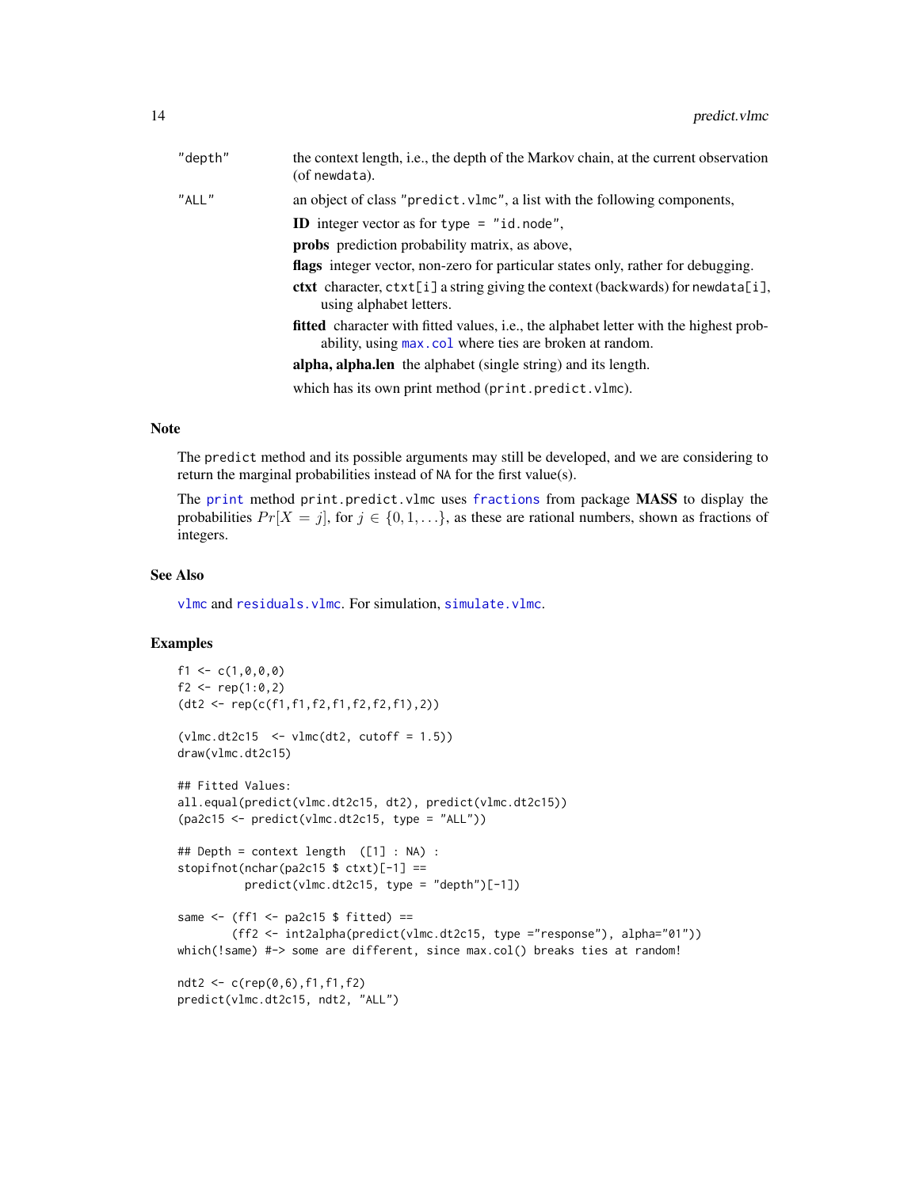"depth"
: the context length, i.e., the depth of the Markov chain, at the current observation (of newdata).

"ALL"
: an object of class "predict.vlmc", a list with the following components,

  **ID** integer vector as for type = "id.node",

  **probs** prediction probability matrix, as above,

  **flags** integer vector, non-zero for particular states only, rather for debugging.

  **ctxt** character, ctxt[i] a string giving the context (backwards) for newdata[i], using alphabet letters.

  **fitted** character with fitted values, i.e., the alphabet letter with the highest probability, using max.col where ties are broken at random.

  **alpha, alpha.len** the alphabet (single string) and its length.

  which has its own print method (print.predict.vlmc).

## Note

The predict method and its possible arguments may still be developed, and we are considering to return the marginal probabilities instead of NA for the first value(s).

The print method print.predict.vlmc uses fractions from package **MASS** to display the probabilities $Pr[X = j]$, for $j \in \{0, 1, \ldots\}$, as these are rational numbers, shown as fractions of integers.

## See Also

vlmc and residuals.vlmc. For simulation, simulate.vlmc.

## Examples

```
f1 <- c(1,0,0,0)
f2 <- rep(1:0,2)
(dt2 <- rep(c(f1,f1,f2,f1,f2,f2,f1),2))

(vlmc.dt2c15  <- vlmc(dt2, cutoff = 1.5))
draw(vlmc.dt2c15)

## Fitted Values:
all.equal(predict(vlmc.dt2c15, dt2), predict(vlmc.dt2c15))
(pa2c15 <- predict(vlmc.dt2c15, type = "ALL"))

## Depth = context length  ([1] : NA) :
stopifnot(nchar(pa2c15 $ ctxt)[-1] ==
          predict(vlmc.dt2c15, type = "depth")[-1])

same <- (ff1 <- pa2c15 $ fitted) ==
        (ff2 <- int2alpha(predict(vlmc.dt2c15, type ="response"), alpha="01"))
which(!same) #-> some are different, since max.col() breaks ties at random!

ndt2 <- c(rep(0,6),f1,f1,f2)
predict(vlmc.dt2c15, ndt2, "ALL")
```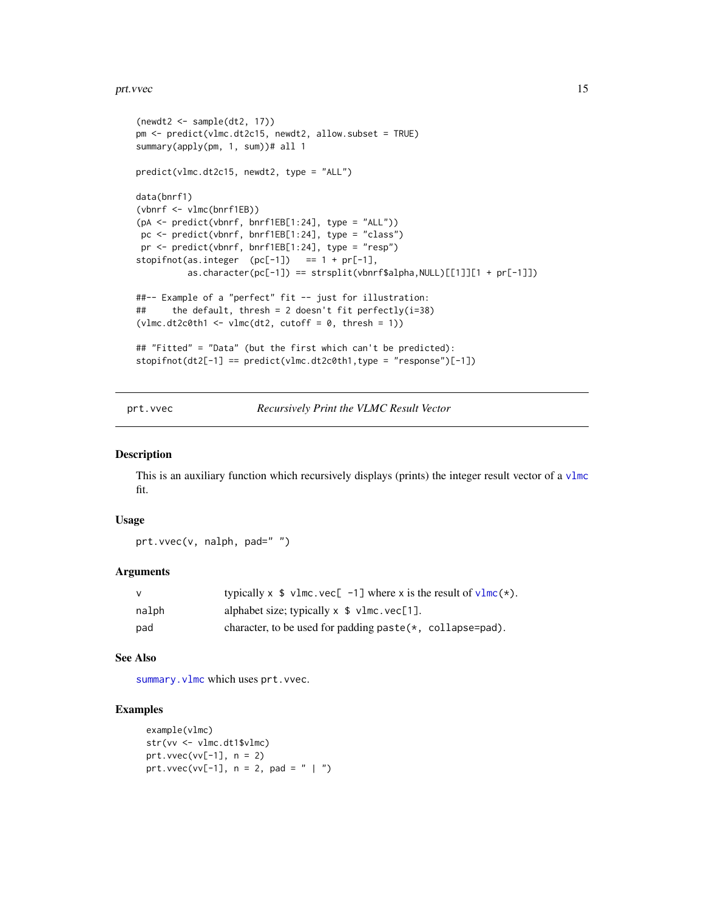```
(newdt2 <- sample(dt2, 17))
pm <- predict(vlmc.dt2c15, newdt2, allow.subset = TRUE)
summary(apply(pm, 1, sum))# all 1

predict(vlmc.dt2c15, newdt2, type = "ALL")

data(bnrf1)
(vbnrf <- vlmc(bnrf1EB))
(pA <- predict(vbnrf, bnrf1EB[1:24], type = "ALL"))
 pc <- predict(vbnrf, bnrf1EB[1:24], type = "class")
 pr <- predict(vbnrf, bnrf1EB[1:24], type = "resp")
stopifnot(as.integer  (pc[-1])   == 1 + pr[-1],
          as.character(pc[-1]) == strsplit(vbnrf$alpha,NULL)[[1]][1 + pr[-1]])

##-- Example of a "perfect" fit -- just for illustration:
##     the default, thresh = 2 doesn't fit perfectly(i=38)
(vlmc.dt2c0th1 <- vlmc(dt2, cutoff = 0, thresh = 1))

## "Fitted" = "Data" (but the first which can't be predicted):
stopifnot(dt2[-1] == predict(vlmc.dt2c0th1,type = "response")[-1])
```

---

## prt.vvec — *Recursively Print the VLMC Result Vector*

---

### Description

This is an auxiliary function which recursively displays (prints) the integer result vector of a `vlmc` fit.

### Usage

```
prt.vvec(v, nalph, pad=" ")
```

### Arguments

| | |
|---|---|
| `v` | typically `x $ vlmc.vec[ -1]` where `x` is the result of `vlmc(*)`. |
| `nalph` | alphabet size; typically `x $ vlmc.vec[1]`. |
| `pad` | character, to be used for padding `paste(*, collapse=pad)`. |

### See Also

`summary.vlmc` which uses `prt.vvec`.

### Examples

```
example(vlmc)
str(vv <- vlmc.dt1$vlmc)
prt.vvec(vv[-1], n = 2)
prt.vvec(vv[-1], n = 2, pad = " | ")
```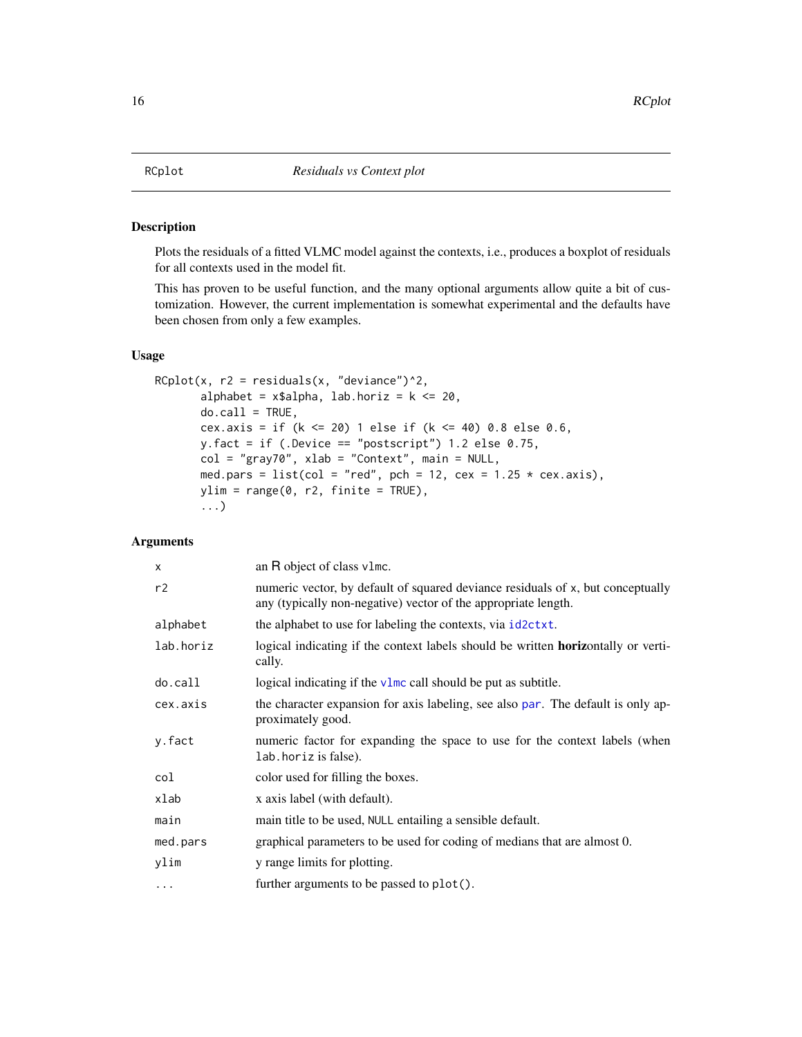# RCplot — *Residuals vs Context plot*

## Description

Plots the residuals of a fitted VLMC model against the contexts, i.e., produces a boxplot of residuals for all contexts used in the model fit.

This has proven to be useful function, and the many optional arguments allow quite a bit of customization. However, the current implementation is somewhat experimental and the defaults have been chosen from only a few examples.

## Usage

```
RCplot(x, r2 = residuals(x, "deviance")^2,
       alphabet = x$alpha, lab.horiz = k <= 20,
       do.call = TRUE,
       cex.axis = if (k <= 20) 1 else if (k <= 40) 0.8 else 0.6,
       y.fact = if (.Device == "postscript") 1.2 else 0.75,
       col = "gray70", xlab = "Context", main = NULL,
       med.pars = list(col = "red", pch = 12, cex = 1.25 * cex.axis),
       ylim = range(0, r2, finite = TRUE),
       ...)
```

## Arguments

| | |
|---|---|
| `x` | an R object of class `vlmc`. |
| `r2` | numeric vector, by default of squared deviance residuals of `x`, but conceptually any (typically non-negative) vector of the appropriate length. |
| `alphabet` | the alphabet to use for labeling the contexts, via `id2ctxt`. |
| `lab.horiz` | logical indicating if the context labels should be written **horiz**ontally or vertically. |
| `do.call` | logical indicating if the `vlmc` call should be put as subtitle. |
| `cex.axis` | the character expansion for axis labeling, see also `par`. The default is only approximately good. |
| `y.fact` | numeric factor for expanding the space to use for the context labels (when `lab.horiz` is false). |
| `col` | color used for filling the boxes. |
| `xlab` | x axis label (with default). |
| `main` | main title to be used, `NULL` entailing a sensible default. |
| `med.pars` | graphical parameters to be used for coding of medians that are almost 0. |
| `ylim` | y range limits for plotting. |
| `...` | further arguments to be passed to `plot()`. |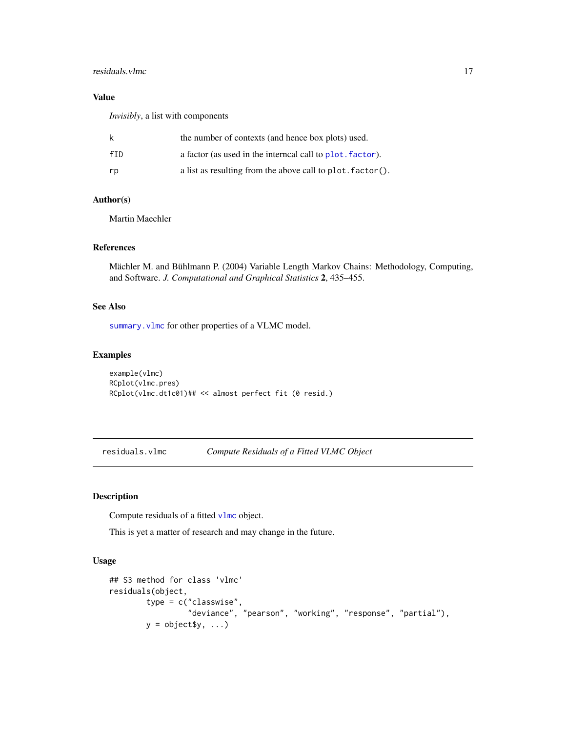## Value

*Invisibly*, a list with components

| | |
|---|---|
| `k` | the number of contexts (and hence box plots) used. |
| `fID` | a factor (as used in the interncal call to `plot.factor`). |
| `rp` | a list as resulting from the above call to `plot.factor()`. |

## Author(s)

Martin Maechler

## References

Mächler M. and Bühlmann P. (2004) Variable Length Markov Chains: Methodology, Computing, and Software. *J. Computational and Graphical Statistics* **2**, 435–455.

## See Also

`summary.vlmc` for other properties of a VLMC model.

## Examples

```
example(vlmc)
RCplot(vlmc.pres)
RCplot(vlmc.dt1c01)## << almost perfect fit (0 resid.)
```

---

# residuals.vlmc — *Compute Residuals of a Fitted VLMC Object*

---

## Description

Compute residuals of a fitted `vlmc` object.

This is yet a matter of research and may change in the future.

## Usage

```
## S3 method for class 'vlmc'
residuals(object,
          type = c("classwise",
                   "deviance", "pearson", "working", "response", "partial"),
          y = object$y, ...)
```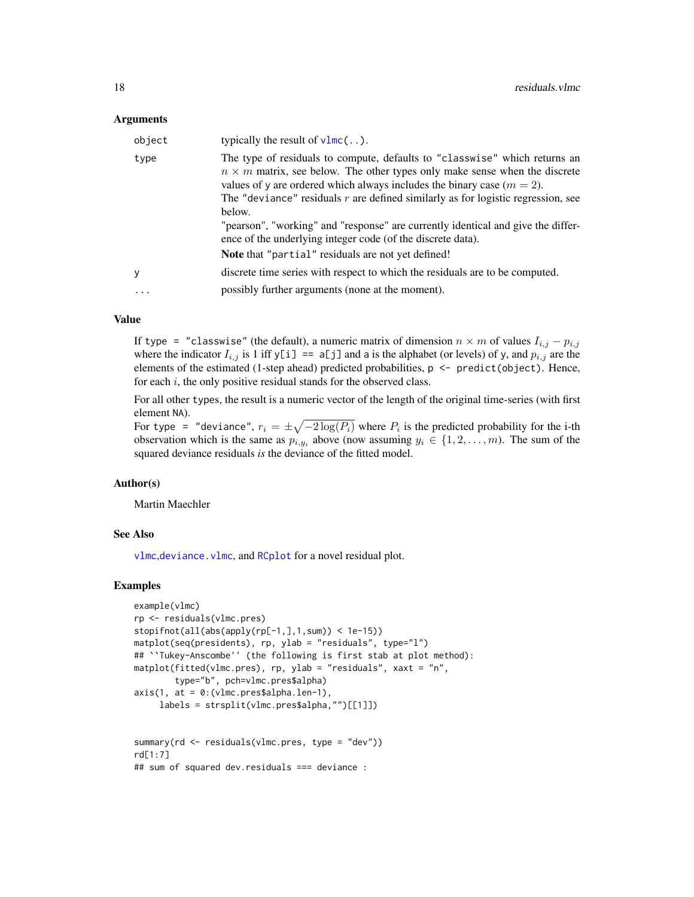## Arguments

| | |
|---|---|
| `object` | typically the result of `vlmc(..)`. |
| `type` | The type of residuals to compute, defaults to `"classwise"` which returns an $n \times m$ matrix, see below. The other types only make sense when the discrete values of `y` are ordered which always includes the binary case ($m = 2$).<br>The `"deviance"` residuals $r$ are defined similarly as for logistic regression, see below.<br>"pearson", "working" and "response" are currently identical and give the difference of the underlying integer code (of the discrete data).<br>**Note** that `"partial"` residuals are not yet defined! |
| `y` | discrete time series with respect to which the residuals are to be computed. |
| `...` | possibly further arguments (none at the moment). |

## Value

If `type = "classwise"` (the default), a numeric matrix of dimension $n \times m$ of values $I_{i,j} - p_{i,j}$ where the indicator $I_{i,j}$ is 1 iff `y[i] == a[j]` and `a` is the alphabet (or levels) of `y`, and $p_{i,j}$ are the elements of the estimated (1-step ahead) predicted probabilities, `p <- predict(object)`. Hence, for each $i$, the only positive residual stands for the observed class.

For all other `type`s, the result is a numeric vector of the length of the original time-series (with first element `NA`).

For `type = "deviance"`, $r_i = \pm\sqrt{-2\log(P_i)}$ where $P_i$ is the predicted probability for the i-th observation which is the same as $p_{i,y_i}$ above (now assuming $y_i \in \{1, 2, \ldots, m\}$). The sum of the squared deviance residuals *is* the deviance of the fitted model.

## Author(s)

Martin Maechler

## See Also

`vlmc`,`deviance.vlmc`, and `RCplot` for a novel residual plot.

## Examples

```
example(vlmc)
rp <- residuals(vlmc.pres)
stopifnot(all(abs(apply(rp[-1,],1,sum)) < 1e-15))
matplot(seq(presidents), rp, ylab = "residuals", type="l")
## ``Tukey-Anscombe'' (the following is first stab at plot method):
matplot(fitted(vlmc.pres), rp, ylab = "residuals", xaxt = "n",
        type="b", pch=vlmc.pres$alpha)
axis(1, at = 0:(vlmc.pres$alpha.len-1),
     labels = strsplit(vlmc.pres$alpha,"")[[1]])


summary(rd <- residuals(vlmc.pres, type = "dev"))
rd[1:7]
## sum of squared dev.residuals === deviance :
```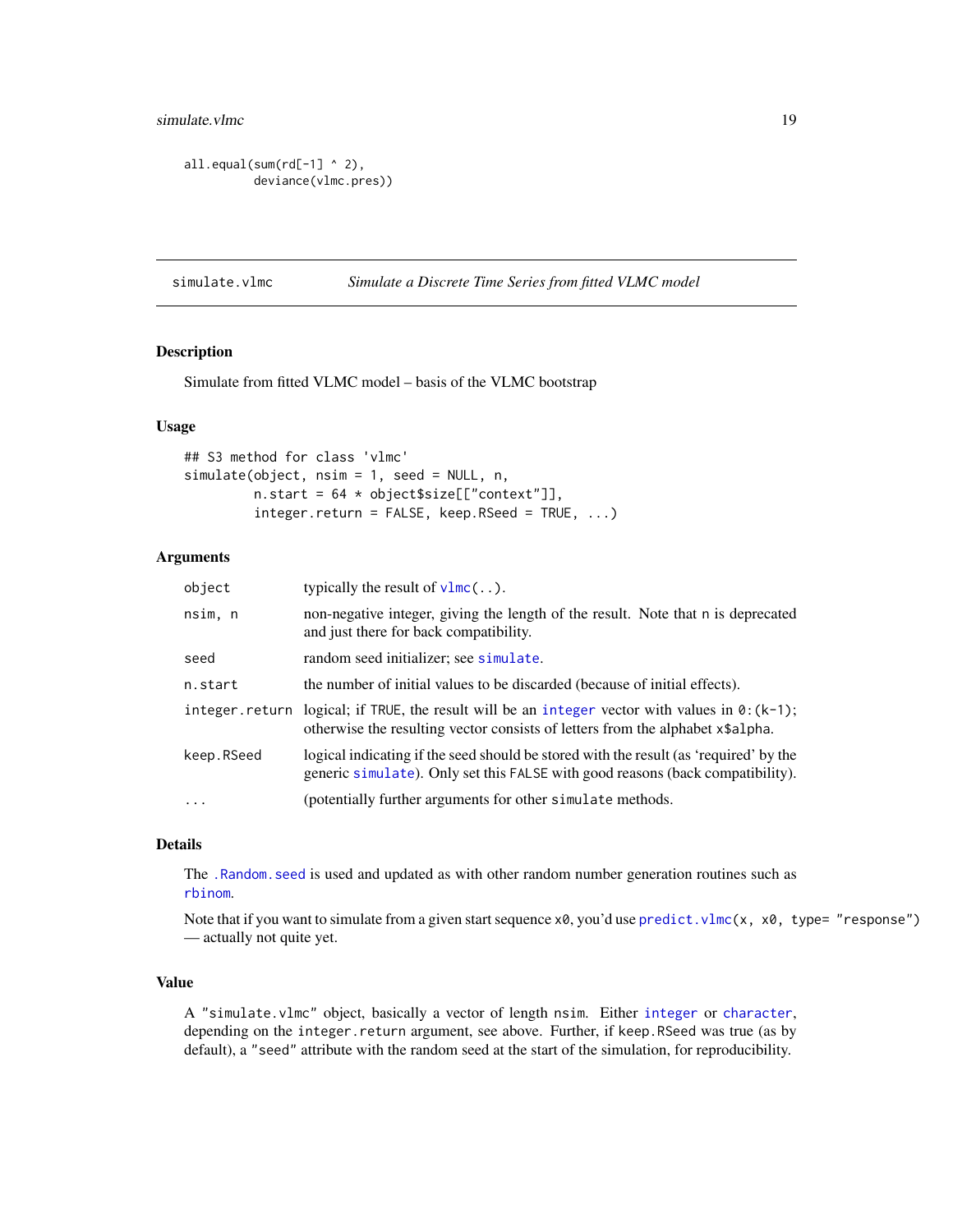```
all.equal(sum(rd[-1] ^ 2),
          deviance(vlmc.pres))
```

---

simulate.vlmc — *Simulate a Discrete Time Series from fitted VLMC model*

## Description

Simulate from fitted VLMC model – basis of the VLMC bootstrap

## Usage

```
## S3 method for class 'vlmc'
simulate(object, nsim = 1, seed = NULL, n,
         n.start = 64 * object$size[["context"]],
         integer.return = FALSE, keep.RSeed = TRUE, ...)
```

## Arguments

| | |
|---|---|
| `object` | typically the result of `vlmc(..)`. |
| `nsim, n` | non-negative integer, giving the length of the result. Note that `n` is deprecated and just there for back compatibility. |
| `seed` | random seed initializer; see `simulate`. |
| `n.start` | the number of initial values to be discarded (because of initial effects). |
| `integer.return` | logical; if `TRUE`, the result will be an `integer` vector with values in `0:(k-1)`; otherwise the resulting vector consists of letters from the alphabet `x$alpha`. |
| `keep.RSeed` | logical indicating if the seed should be stored with the result (as 'required' by the generic `simulate`). Only set this `FALSE` with good reasons (back compatibility). |
| `...` | (potentially further arguments for other `simulate` methods. |

## Details

The `.Random.seed` is used and updated as with other random number generation routines such as `rbinom`.

Note that if you want to simulate from a given start sequence `x0`, you'd use `predict.vlmc(x, x0, type= "response")` — actually not quite yet.

## Value

A `"simulate.vlmc"` object, basically a vector of length `nsim`. Either `integer` or `character`, depending on the `integer.return` argument, see above. Further, if `keep.RSeed` was true (as by default), a `"seed"` attribute with the random seed at the start of the simulation, for reproducibility.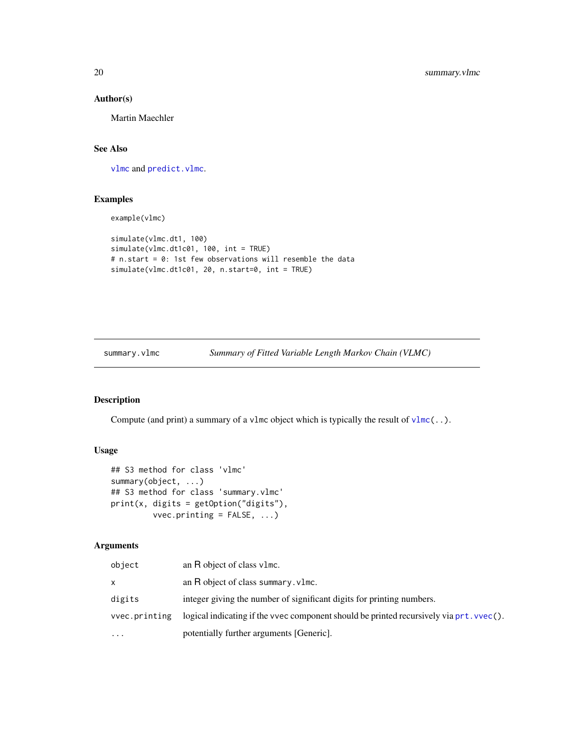### Author(s)

Martin Maechler

### See Also

`vlmc` and `predict.vlmc`.

### Examples

```
example(vlmc)

simulate(vlmc.dt1, 100)
simulate(vlmc.dt1c01, 100, int = TRUE)
# n.start = 0: 1st few observations will resemble the data
simulate(vlmc.dt1c01, 20, n.start=0, int = TRUE)
```

---

## summary.vlmc *Summary of Fitted Variable Length Markov Chain (VLMC)*

---

### Description

Compute (and print) a summary of a `vlmc` object which is typically the result of `vlmc(..)`.

### Usage

```
## S3 method for class 'vlmc'
summary(object, ...)
## S3 method for class 'summary.vlmc'
print(x, digits = getOption("digits"),
         vvec.printing = FALSE, ...)
```

### Arguments

| | |
|---|---|
| `object` | an R object of class `vlmc`. |
| `x` | an R object of class `summary.vlmc`. |
| `digits` | integer giving the number of significant digits for printing numbers. |
| `vvec.printing` | logical indicating if the vvec component should be printed recursively via `prt.vvec()`. |
| `...` | potentially further arguments [Generic]. |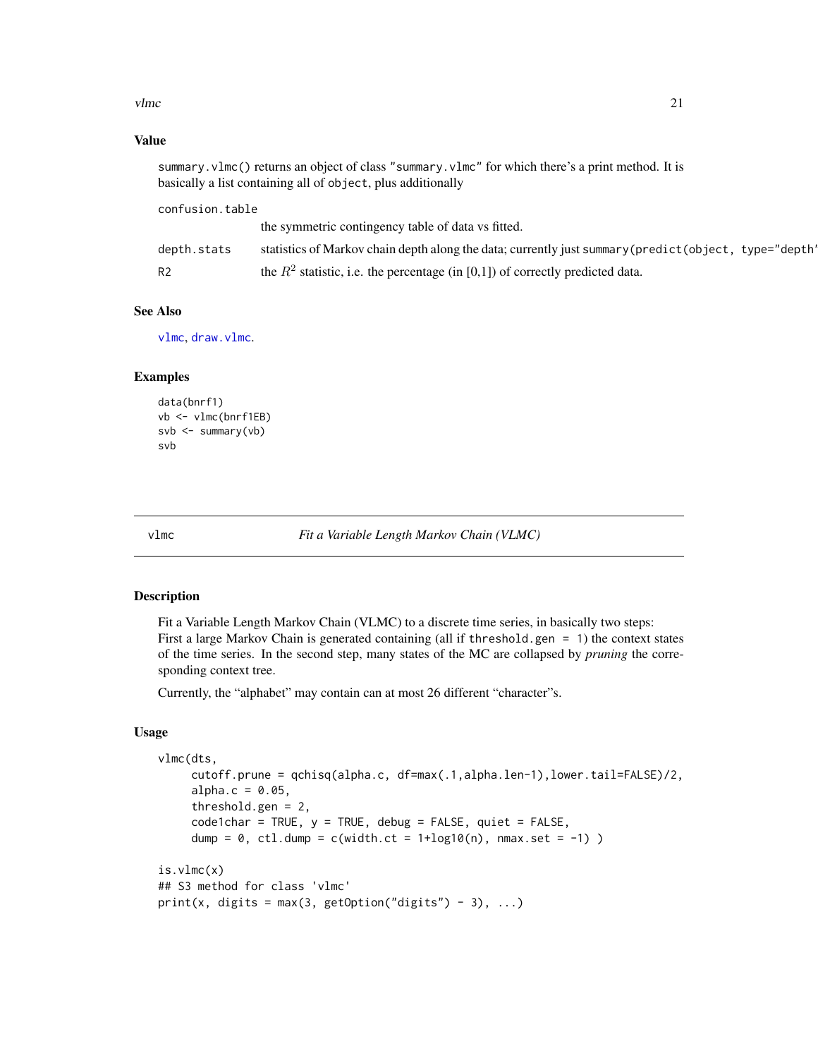### Value

summary.vlmc() returns an object of class "summary.vlmc" for which there's a print method. It is basically a list containing all of object, plus additionally

confusion.table
: the symmetric contingency table of data vs fitted.

depth.stats
: statistics of Markov chain depth along the data; currently just summary(predict(object, type="depth'

R2
: the $R^2$ statistic, i.e. the percentage (in [0,1]) of correctly predicted data.

### See Also

vlmc, draw.vlmc.

### Examples

```
data(bnrf1)
vb <- vlmc(bnrf1EB)
svb <- summary(vb)
svb
```

---

## vlmc — *Fit a Variable Length Markov Chain (VLMC)*

### Description

Fit a Variable Length Markov Chain (VLMC) to a discrete time series, in basically two steps:
First a large Markov Chain is generated containing (all if threshold.gen = 1) the context states of the time series. In the second step, many states of the MC are collapsed by *pruning* the corresponding context tree.

Currently, the "alphabet" may contain can at most 26 different "character"s.

### Usage

```
vlmc(dts,
     cutoff.prune = qchisq(alpha.c, df=max(.1,alpha.len-1),lower.tail=FALSE)/2,
     alpha.c = 0.05,
     threshold.gen = 2,
     code1char = TRUE, y = TRUE, debug = FALSE, quiet = FALSE,
     dump = 0, ctl.dump = c(width.ct = 1+log10(n), nmax.set = -1) )

is.vlmc(x)
## S3 method for class 'vlmc'
print(x, digits = max(3, getOption("digits") - 3), ...)
```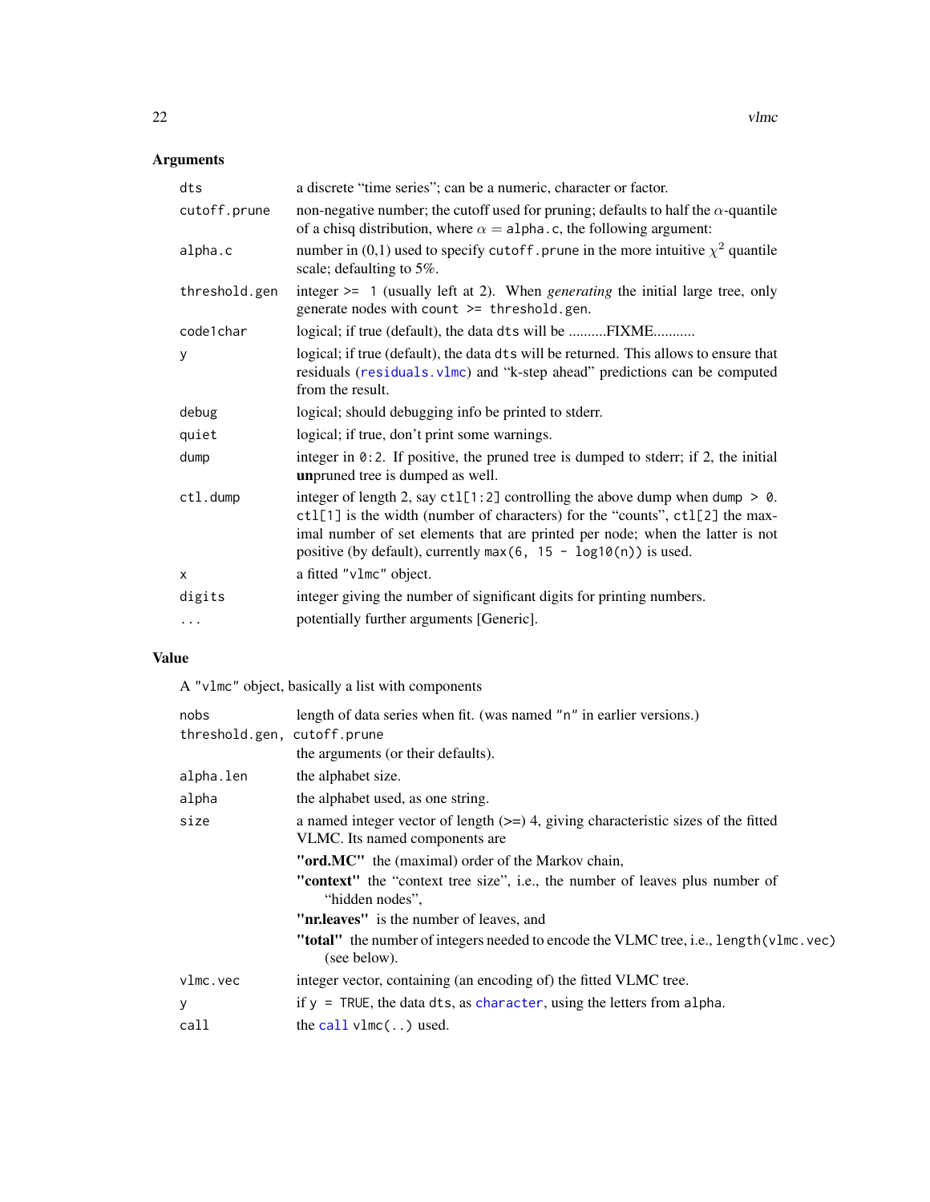## Arguments

| | |
|---|---|
| dts | a discrete "time series"; can be a numeric, character or factor. |
| cutoff.prune | non-negative number; the cutoff used for pruning; defaults to half the $\alpha$-quantile of a chisq distribution, where $\alpha =$ alpha.c, the following argument: |
| alpha.c | number in (0,1) used to specify cutoff.prune in the more intuitive $\chi^2$ quantile scale; defaulting to 5%. |
| threshold.gen | integer >= 1 (usually left at 2). When *generating* the initial large tree, only generate nodes with count >= threshold.gen. |
| code1char | logical; if true (default), the data dts will be ..........FIXME........... |
| y | logical; if true (default), the data dts will be returned. This allows to ensure that residuals (residuals.vlmc) and "k-step ahead" predictions can be computed from the result. |
| debug | logical; should debugging info be printed to stderr. |
| quiet | logical; if true, don't print some warnings. |
| dump | integer in 0:2. If positive, the pruned tree is dumped to stderr; if 2, the initial **un**pruned tree is dumped as well. |
| ctl.dump | integer of length 2, say ctl[1:2] controlling the above dump when dump > 0. ctl[1] is the width (number of characters) for the "counts", ctl[2] the maximal number of set elements that are printed per node; when the latter is not positive (by default), currently max(6, 15 - log10(n)) is used. |
| x | a fitted "vlmc" object. |
| digits | integer giving the number of significant digits for printing numbers. |
| ... | potentially further arguments [Generic]. |

## Value

A "vlmc" object, basically a list with components

| | |
|---|---|
| nobs | length of data series when fit. (was named "n" in earlier versions.) |
| threshold.gen, cutoff.prune | the arguments (or their defaults). |
| alpha.len | the alphabet size. |
| alpha | the alphabet used, as one string. |
| size | a named integer vector of length (>=) 4, giving characteristic sizes of the fitted VLMC. Its named components are<br>**"ord.MC"** the (maximal) order of the Markov chain,<br>**"context"** the "context tree size", i.e., the number of leaves plus number of "hidden nodes",<br>**"nr.leaves"** is the number of leaves, and<br>**"total"** the number of integers needed to encode the VLMC tree, i.e., length(vlmc.vec) (see below). |
| vlmc.vec | integer vector, containing (an encoding of) the fitted VLMC tree. |
| y | if y = TRUE, the data dts, as character, using the letters from alpha. |
| call | the call vlmc(..) used. |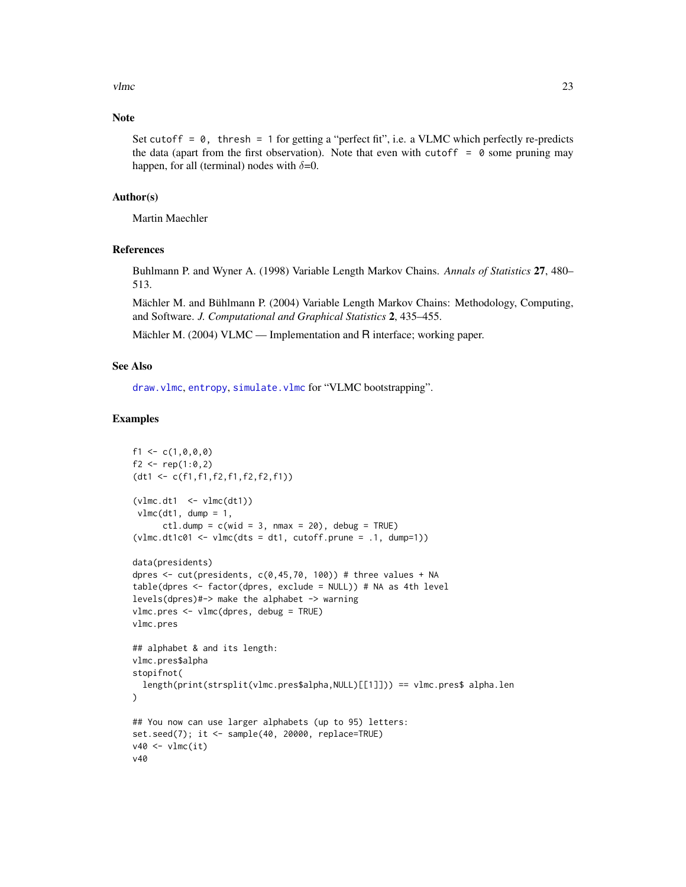## Note

Set `cutoff = 0, thresh = 1` for getting a "perfect fit", i.e. a VLMC which perfectly re-predicts the data (apart from the first observation). Note that even with `cutoff = 0` some pruning may happen, for all (terminal) nodes with $\delta$=0.

## Author(s)

Martin Maechler

## References

Buhlmann P. and Wyner A. (1998) Variable Length Markov Chains. *Annals of Statistics* **27**, 480–513.

Mächler M. and Bühlmann P. (2004) Variable Length Markov Chains: Methodology, Computing, and Software. *J. Computational and Graphical Statistics* **2**, 435–455.

Mächler M. (2004) VLMC — Implementation and R interface; working paper.

## See Also

`draw.vlmc`, `entropy`, `simulate.vlmc` for "VLMC bootstrapping".

## Examples

```
f1 <- c(1,0,0,0)
f2 <- rep(1:0,2)
(dt1 <- c(f1,f1,f2,f1,f2,f2,f1))

(vlmc.dt1  <- vlmc(dt1))
 vlmc(dt1, dump = 1,
      ctl.dump = c(wid = 3, nmax = 20), debug = TRUE)
(vlmc.dt1c01 <- vlmc(dts = dt1, cutoff.prune = .1, dump=1))

data(presidents)
dpres <- cut(presidents, c(0,45,70, 100)) # three values + NA
table(dpres <- factor(dpres, exclude = NULL)) # NA as 4th level
levels(dpres)#-> make the alphabet -> warning
vlmc.pres <- vlmc(dpres, debug = TRUE)
vlmc.pres

## alphabet & and its length:
vlmc.pres$alpha
stopifnot(
  length(print(strsplit(vlmc.pres$alpha,NULL)[[1]])) == vlmc.pres$ alpha.len
)

## You now can use larger alphabets (up to 95) letters:
set.seed(7); it <- sample(40, 20000, replace=TRUE)
v40 <- vlmc(it)
v40
```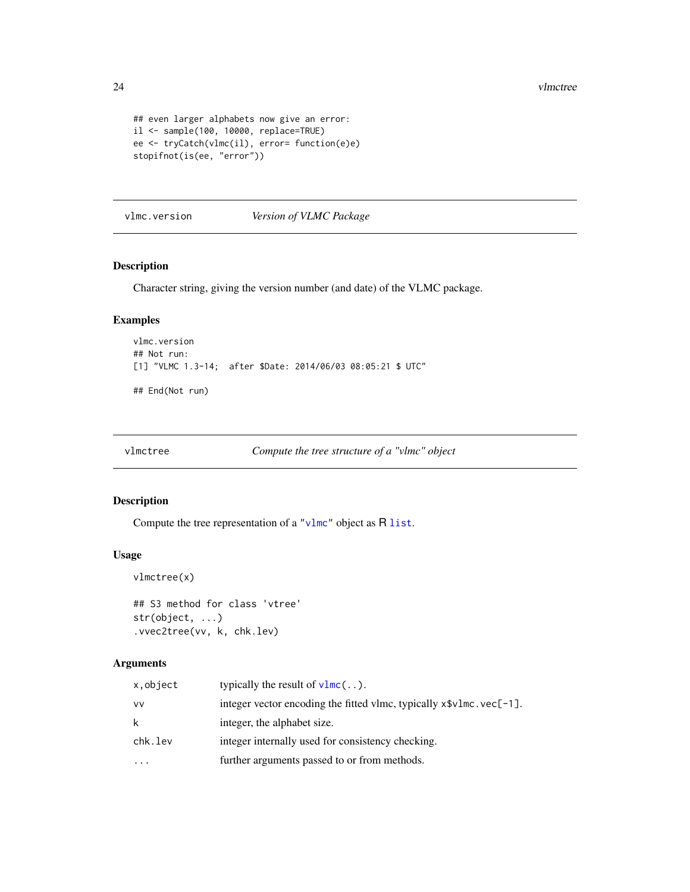```
## even larger alphabets now give an error:
il <- sample(100, 10000, replace=TRUE)
ee <- tryCatch(vlmc(il), error= function(e)e)
stopifnot(is(ee, "error"))
```

## vlmc.version — *Version of VLMC Package*

### Description

Character string, giving the version number (and date) of the VLMC package.

### Examples

```
vlmc.version
## Not run:
[1] "VLMC 1.3-14;  after $Date: 2014/06/03 08:05:21 $ UTC"

## End(Not run)
```

## vlmctree — *Compute the tree structure of a "vlmc" object*

### Description

Compute the tree representation of a "vlmc" object as R list.

### Usage

```
vlmctree(x)

## S3 method for class 'vtree'
str(object, ...)
.vvec2tree(vv, k, chk.lev)
```

### Arguments

| | |
|---|---|
| x,object | typically the result of vlmc(..). |
| vv | integer vector encoding the fitted vlmc, typically x$vlmc.vec[-1]. |
| k | integer, the alphabet size. |
| chk.lev | integer internally used for consistency checking. |
| ... | further arguments passed to or from methods. |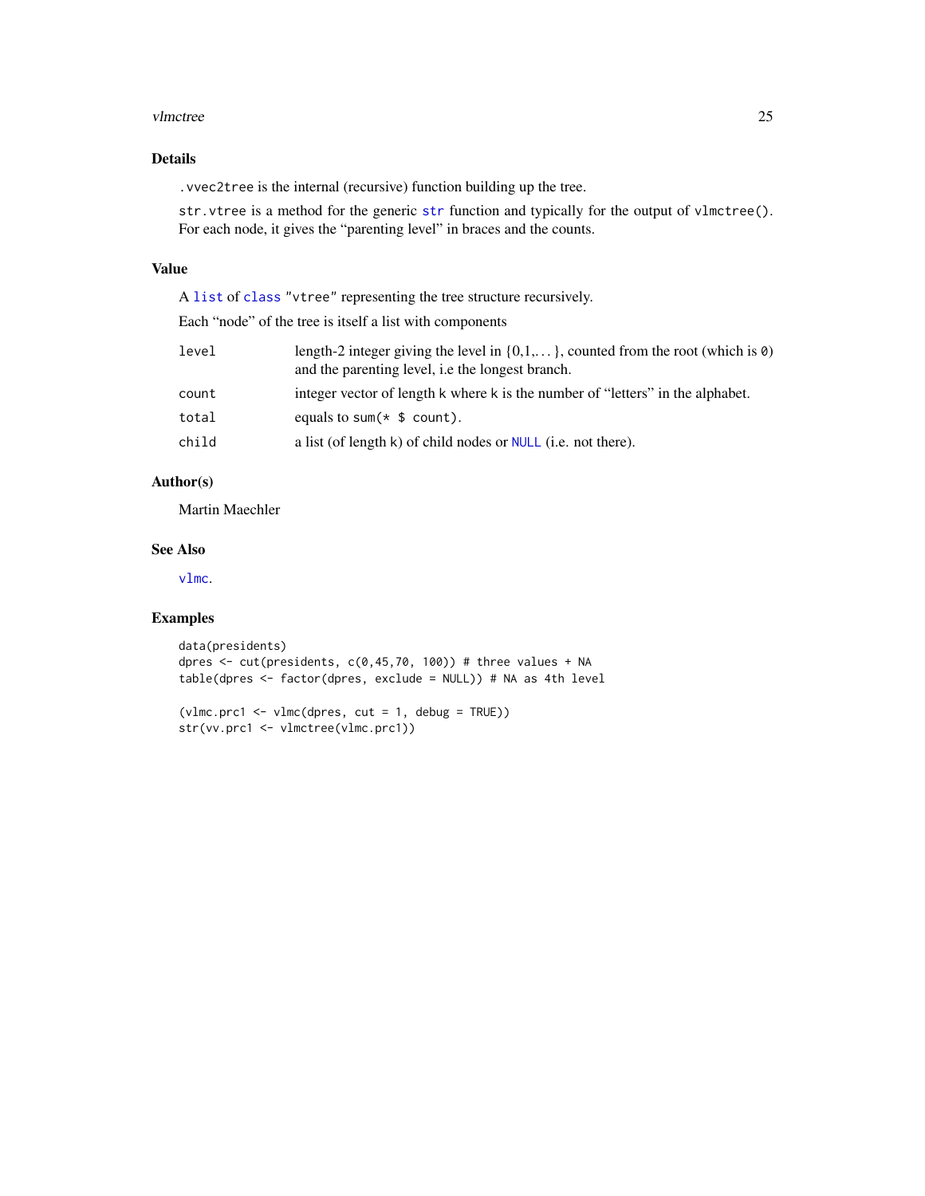### Details

`.vvec2tree` is the internal (recursive) function building up the tree.

`str.vtree` is a method for the generic `str` function and typically for the output of `vlmctree()`. For each node, it gives the "parenting level" in braces and the counts.

### Value

A `list` of `class` `"vtree"` representing the tree structure recursively.

Each "node" of the tree is itself a list with components

| | |
|---|---|
| `level` | length-2 integer giving the level in {0,1,...}, counted from the root (which is `0`) and the parenting level, i.e the longest branch. |
| `count` | integer vector of length `k` where `k` is the number of "letters" in the alphabet. |
| `total` | equals to `sum(* $ count)`. |
| `child` | a list (of length `k`) of child nodes or `NULL` (i.e. not there). |

### Author(s)

Martin Maechler

### See Also

`vlmc`.

### Examples

```
data(presidents)
dpres <- cut(presidents, c(0,45,70, 100)) # three values + NA
table(dpres <- factor(dpres, exclude = NULL)) # NA as 4th level

(vlmc.prc1 <- vlmc(dpres, cut = 1, debug = TRUE))
str(vv.prc1 <- vlmctree(vlmc.prc1))
```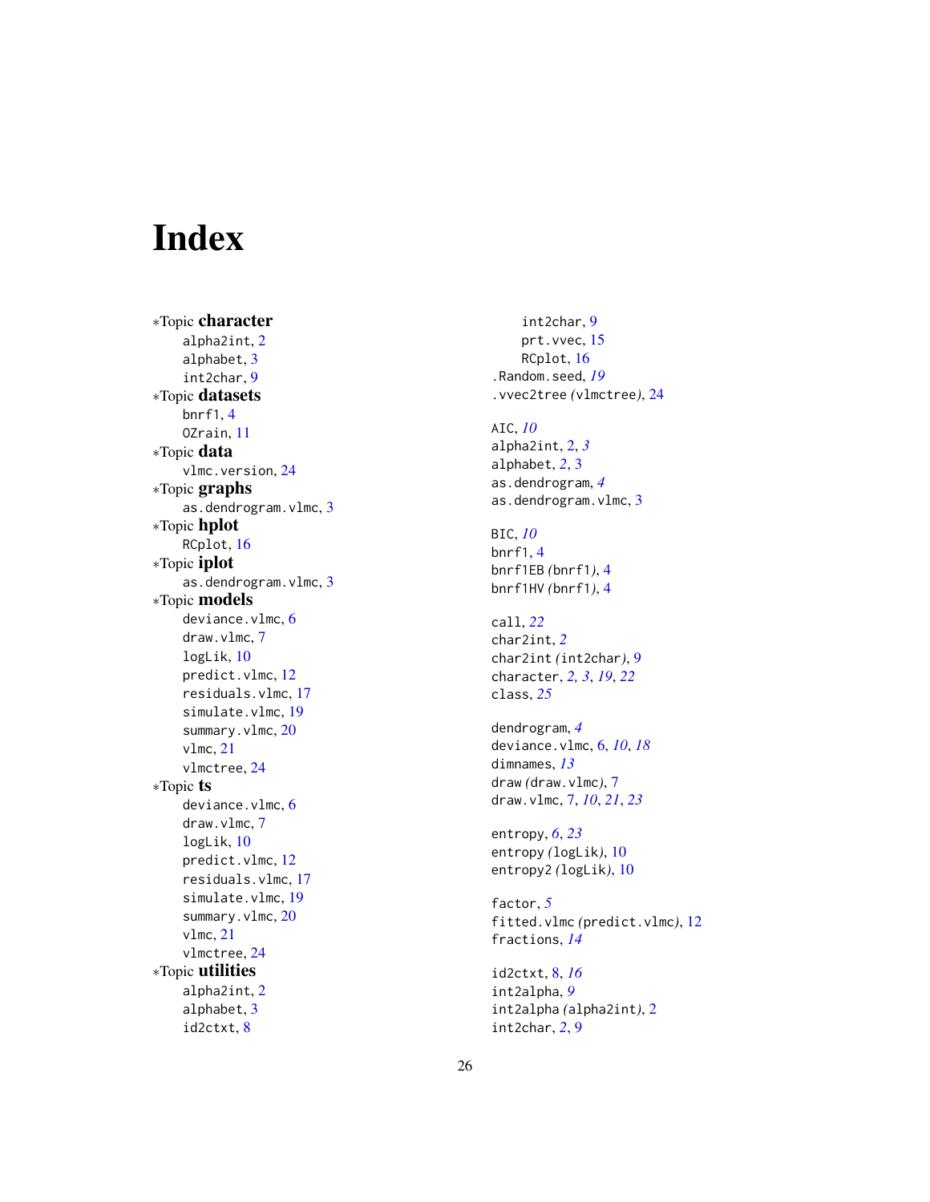# Index

∗Topic **character**
- alpha2int, 2
- alphabet, 3
- int2char, 9

∗Topic **datasets**
- bnrf1, 4
- OZrain, 11

∗Topic **data**
- vlmc.version, 24

∗Topic **graphs**
- as.dendrogram.vlmc, 3

∗Topic **hplot**
- RCplot, 16

∗Topic **iplot**
- as.dendrogram.vlmc, 3

∗Topic **models**
- deviance.vlmc, 6
- draw.vlmc, 7
- logLik, 10
- predict.vlmc, 12
- residuals.vlmc, 17
- simulate.vlmc, 19
- summary.vlmc, 20
- vlmc, 21
- vlmctree, 24

∗Topic **ts**
- deviance.vlmc, 6
- draw.vlmc, 7
- logLik, 10
- predict.vlmc, 12
- residuals.vlmc, 17
- simulate.vlmc, 19
- summary.vlmc, 20
- vlmc, 21
- vlmctree, 24

∗Topic **utilities**
- alpha2int, 2
- alphabet, 3
- id2ctxt, 8
- int2char, 9
- prt.vvec, 15
- RCplot, 16

.Random.seed, *19*
.vvec2tree *(*vlmctree*)*, 24

AIC, *10*
alpha2int, 2, *3*
alphabet, *2*, 3
as.dendrogram, *4*
as.dendrogram.vlmc, 3

BIC, *10*
bnrf1, 4
bnrf1EB *(*bnrf1*)*, 4
bnrf1HV *(*bnrf1*)*, 4

call, *22*
char2int, *2*
char2int *(*int2char*)*, 9
character, *2, 3*, *19*, *22*
class, *25*

dendrogram, *4*
deviance.vlmc, 6, *10*, *18*
dimnames, *13*
draw *(*draw.vlmc*)*, 7
draw.vlmc, 7, *10*, *21*, *23*

entropy, *6*, *23*
entropy *(*logLik*)*, 10
entropy2 *(*logLik*)*, 10

factor, *5*
fitted.vlmc *(*predict.vlmc*)*, 12
fractions, *14*

id2ctxt, 8, *16*
int2alpha, *9*
int2alpha *(*alpha2int*)*, 2
int2char, *2*, 9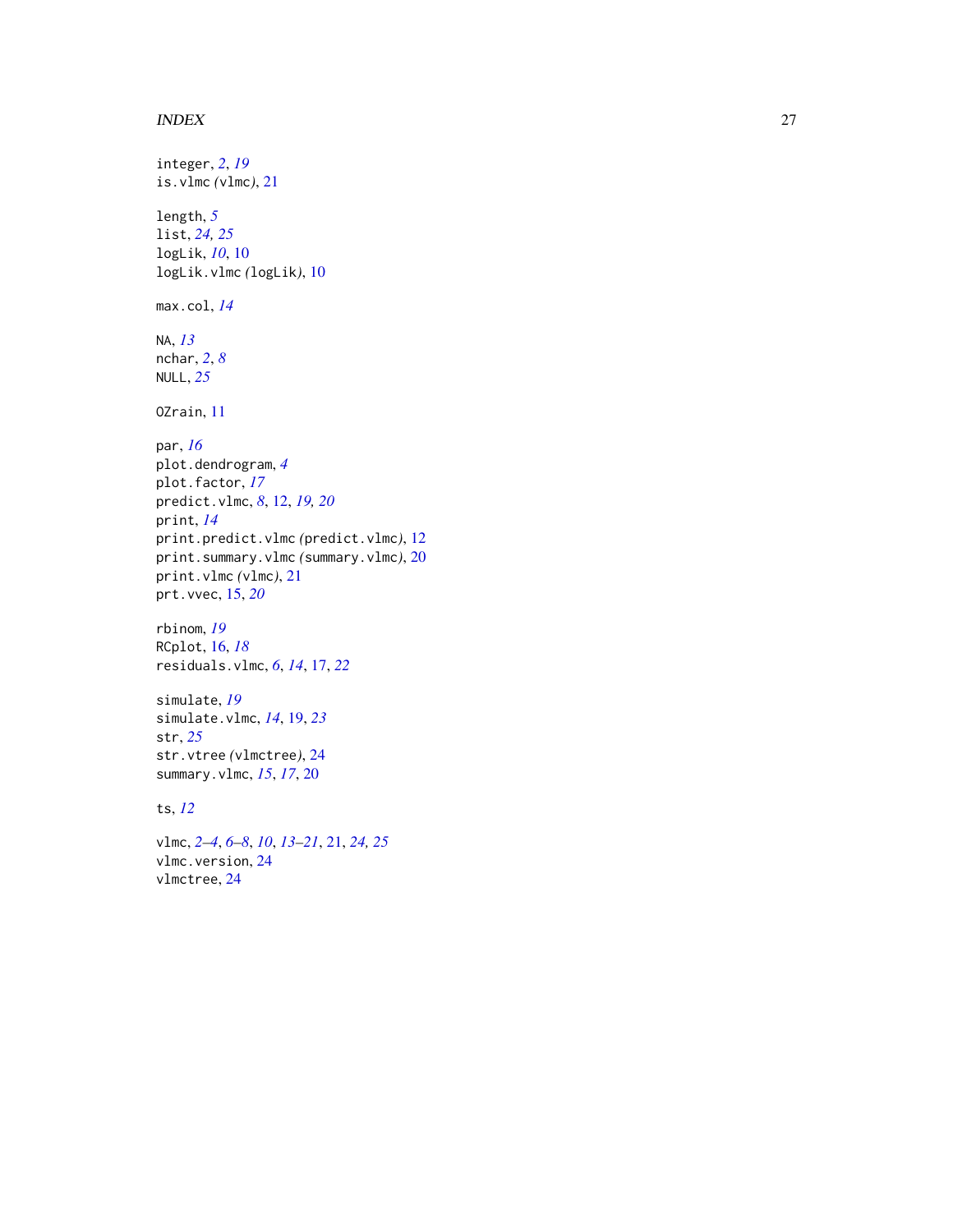integer, *2*, *19*
is.vlmc *(*vlmc*)*, 21

length, *5*
list, *24, 25*
logLik, *10*, 10
logLik.vlmc *(*logLik*)*, 10

max.col, *14*

NA, *13*
nchar, *2*, *8*
NULL, *25*

OZrain, 11

par, *16*
plot.dendrogram, *4*
plot.factor, *17*
predict.vlmc, *8*, 12, *19, 20*
print, *14*
print.predict.vlmc *(*predict.vlmc*)*, 12
print.summary.vlmc *(*summary.vlmc*)*, 20
print.vlmc *(*vlmc*)*, 21
prt.vvec, 15, *20*

rbinom, *19*
RCplot, 16, *18*
residuals.vlmc, *6*, *14*, 17, *22*

simulate, *19*
simulate.vlmc, *14*, 19, *23*
str, *25*
str.vtree *(*vlmctree*)*, 24
summary.vlmc, *15*, *17*, 20

ts, *12*

vlmc, *2–4*, *6–8*, *10*, *13–21*, 21, *24, 25*
vlmc.version, 24
vlmctree, 24